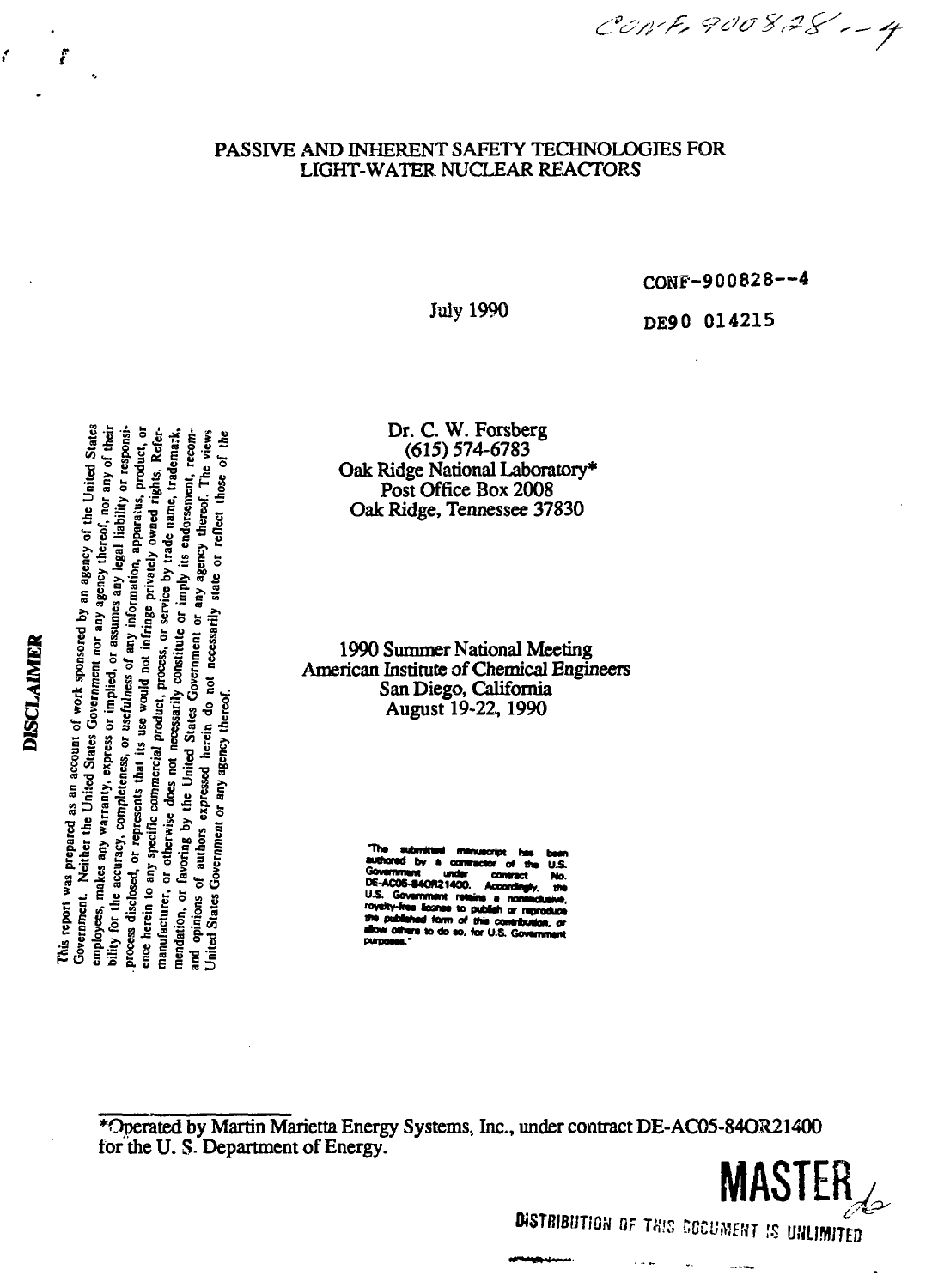CONF-900828--4

# PASSIVE AND INHERENT SAFETY TECHNOLOGIES FOR LIGHT-WATER NUCLEAR REACTORS

CONF-900828--4

July 1990

DE90 014215

Dr. C. W. Forsberg
(615) 574-6783
Oak Ridge National Laboratory*
Post Office Box 2008
Oak Ridge, Tennessee 37830

1990 Summer National Meeting
American Institute of Chemical Engineers
San Diego, California
August 19-22, 1990

**DISCLAIMER**

This report was prepared as an account of work sponsored by an agency of the United States Government. Neither the United States Government nor any agency thereof, nor any of their employees, makes any warranty, express or implied, or assumes any legal liability or responsibility for the accuracy, completeness, or usefulness of any information, apparatus, product, or process disclosed, or represents that its use would not infringe privately owned rights. Reference herein to any specific commercial product, process, or service by trade name, trademark, manufacturer, or otherwise does not necessarily constitute or imply its endorsement, recommendation, or favoring by the United States Government or any agency thereof. The views and opinions of authors expressed herein do not necessarily state or reflect those of the United States Government or any agency thereof.

"The submitted manuscript has been authored by a contractor of the U.S. Government under contract No. DE-AC05-84OR21400. Accordingly, the U.S. Government retains a nonexclusive, royalty-free license to publish or reproduce the published form of this contribution, or allow others to do so, for U.S. Government purposes."

*Operated by Martin Marietta Energy Systems, Inc., under contract DE-AC05-84OR21400 for the U. S. Department of Energy.

MASTER

DISTRIBUTION OF THIS DOCUMENT IS UNLIMITED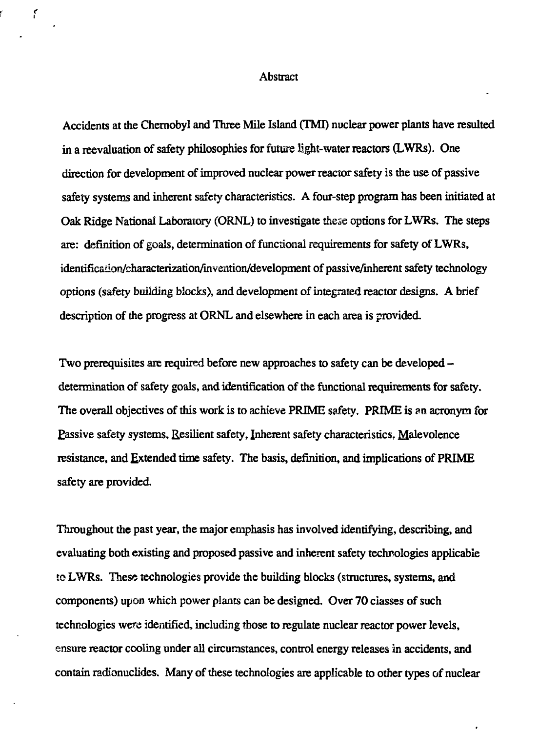# Abstract

Accidents at the Chernobyl and Three Mile Island (TMI) nuclear power plants have resulted in a reevaluation of safety philosophies for future light-water reactors (LWRs). One direction for development of improved nuclear power reactor safety is the use of passive safety systems and inherent safety characteristics. A four-step program has been initiated at Oak Ridge National Laboratory (ORNL) to investigate these options for LWRs. The steps are: definition of goals, determination of functional requirements for safety of LWRs, identification/characterization/invention/development of passive/inherent safety technology options (safety building blocks), and development of integrated reactor designs. A brief description of the progress at ORNL and elsewhere in each area is provided.

Two prerequisites are required before new approaches to safety can be developed – determination of safety goals, and identification of the functional requirements for safety. The overall objectives of this work is to achieve PRIME safety. PRIME is an acronym for Passive safety systems, Resilient safety, Inherent safety characteristics, Malevolence resistance, and Extended time safety. The basis, definition, and implications of PRIME safety are provided.

Throughout the past year, the major emphasis has involved identifying, describing, and evaluating both existing and proposed passive and inherent safety technologies applicable to LWRs. These technologies provide the building blocks (structures, systems, and components) upon which power plants can be designed. Over 70 classes of such technologies were identified, including those to regulate nuclear reactor power levels, ensure reactor cooling under all circumstances, control energy releases in accidents, and contain radionuclides. Many of these technologies are applicable to other types of nuclear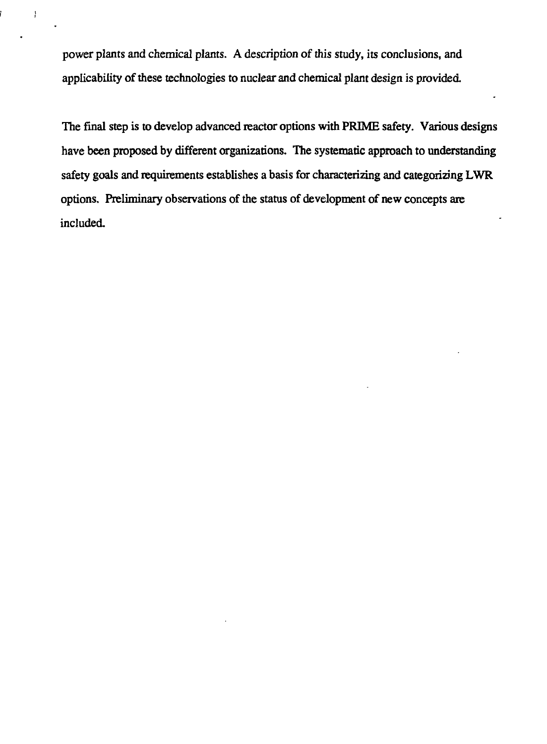power plants and chemical plants. A description of this study, its conclusions, and applicability of these technologies to nuclear and chemical plant design is provided.

The final step is to develop advanced reactor options with PRIME safety. Various designs have been proposed by different organizations. The systematic approach to understanding safety goals and requirements establishes a basis for characterizing and categorizing LWR options. Preliminary observations of the status of development of new concepts are included.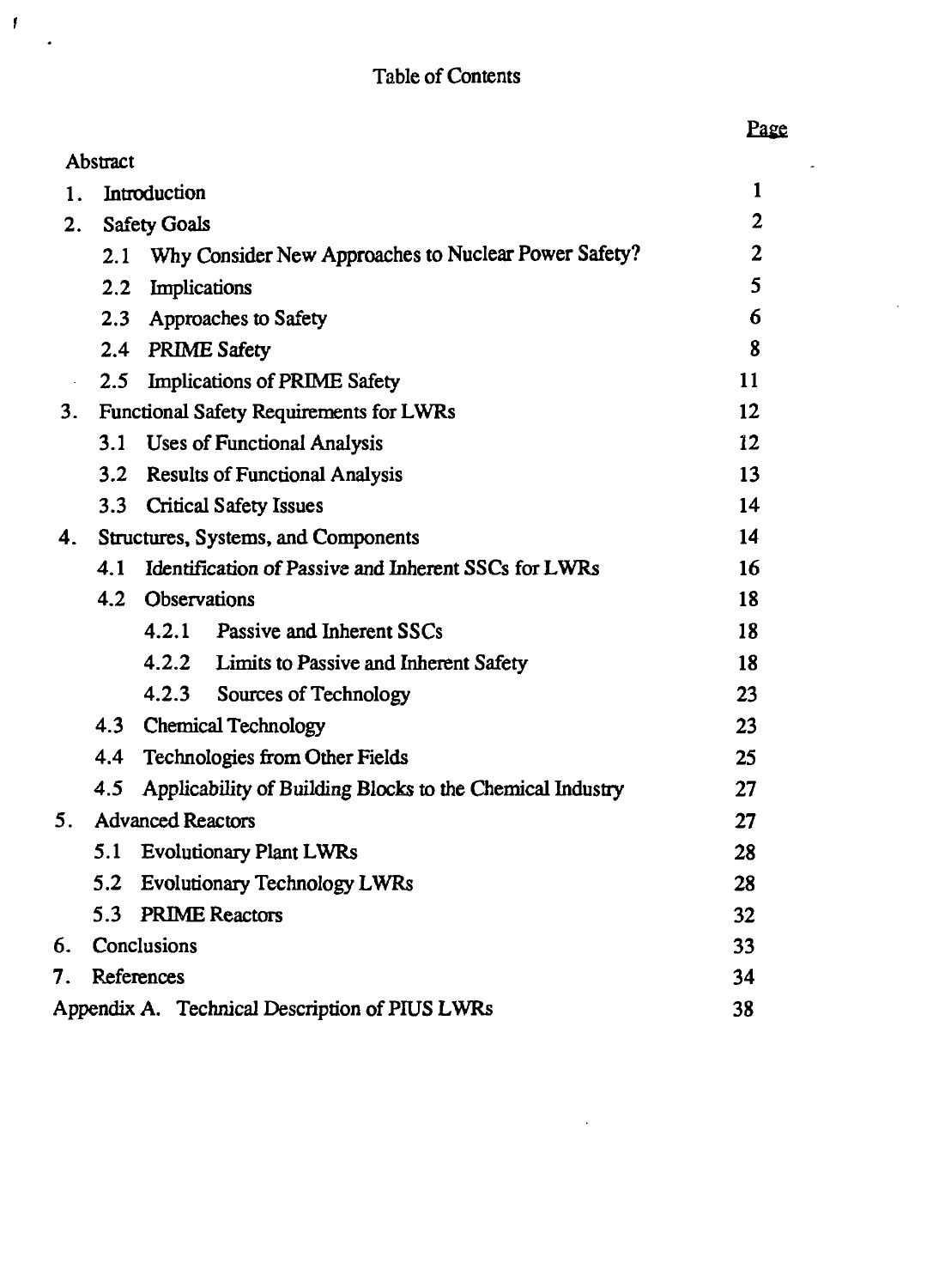# Table of Contents

| | Page |
|---|---|
| Abstract | |
| 1. Introduction | 1 |
| 2. Safety Goals | 2 |
| 2.1 Why Consider New Approaches to Nuclear Power Safety? | 2 |
| 2.2 Implications | 5 |
| 2.3 Approaches to Safety | 6 |
| 2.4 PRIME Safety | 8 |
| 2.5 Implications of PRIME Safety | 11 |
| 3. Functional Safety Requirements for LWRs | 12 |
| 3.1 Uses of Functional Analysis | 12 |
| 3.2 Results of Functional Analysis | 13 |
| 3.3 Critical Safety Issues | 14 |
| 4. Structures, Systems, and Components | 14 |
| 4.1 Identification of Passive and Inherent SSCs for LWRs | 16 |
| 4.2 Observations | 18 |
| 4.2.1 Passive and Inherent SSCs | 18 |
| 4.2.2 Limits to Passive and Inherent Safety | 18 |
| 4.2.3 Sources of Technology | 23 |
| 4.3 Chemical Technology | 23 |
| 4.4 Technologies from Other Fields | 25 |
| 4.5 Applicability of Building Blocks to the Chemical Industry | 27 |
| 5. Advanced Reactors | 27 |
| 5.1 Evolutionary Plant LWRs | 28 |
| 5.2 Evolutionary Technology LWRs | 28 |
| 5.3 PRIME Reactors | 32 |
| 6. Conclusions | 33 |
| 7. References | 34 |
| Appendix A. Technical Description of PIUS LWRs | 38 |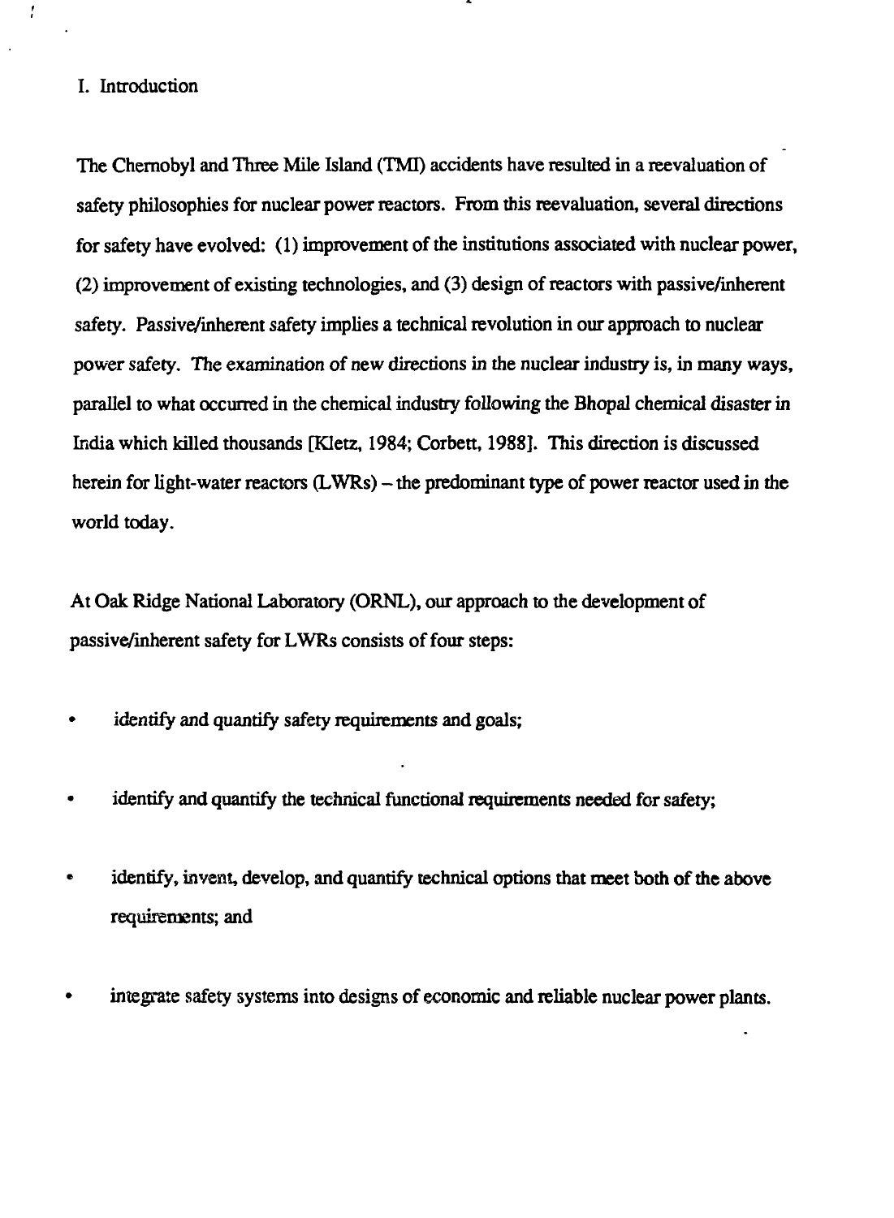## I. Introduction

The Chernobyl and Three Mile Island (TMI) accidents have resulted in a reevaluation of safety philosophies for nuclear power reactors. From this reevaluation, several directions for safety have evolved: (1) improvement of the institutions associated with nuclear power, (2) improvement of existing technologies, and (3) design of reactors with passive/inherent safety. Passive/inherent safety implies a technical revolution in our approach to nuclear power safety. The examination of new directions in the nuclear industry is, in many ways, parallel to what occurred in the chemical industry following the Bhopal chemical disaster in India which killed thousands [Kletz, 1984; Corbett, 1988]. This direction is discussed herein for light-water reactors (LWRs) – the predominant type of power reactor used in the world today.

At Oak Ridge National Laboratory (ORNL), our approach to the development of passive/inherent safety for LWRs consists of four steps:

- identify and quantify safety requirements and goals;
- identify and quantify the technical functional requirements needed for safety;
- identify, invent, develop, and quantify technical options that meet both of the above requirements; and
- integrate safety systems into designs of economic and reliable nuclear power plants.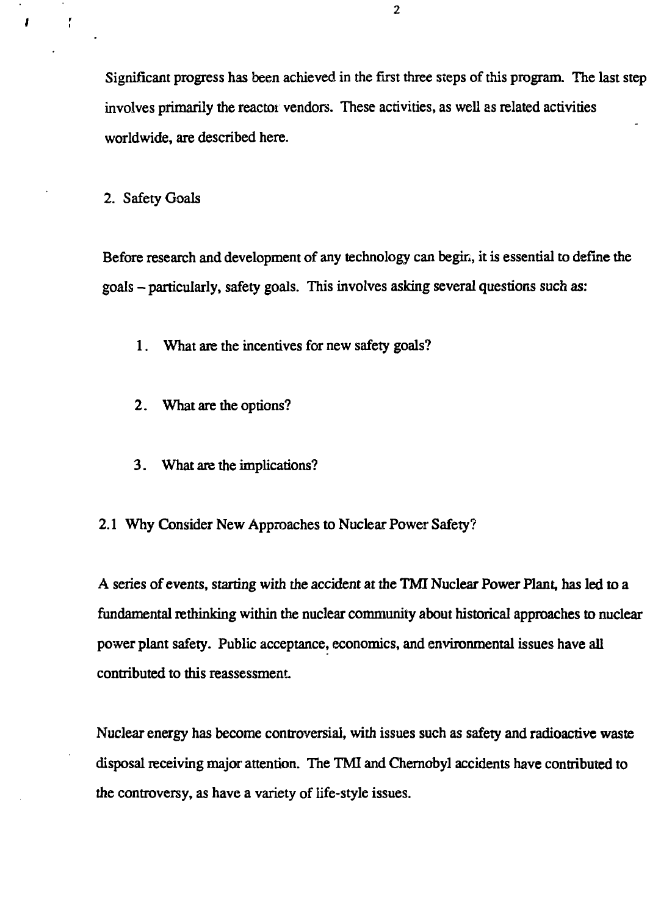Significant progress has been achieved in the first three steps of this program. The last step involves primarily the reactor vendors. These activities, as well as related activities worldwide, are described here.

## 2. Safety Goals

Before research and development of any technology can begin, it is essential to define the goals – particularly, safety goals. This involves asking several questions such as:

1. What are the incentives for new safety goals?
2. What are the options?
3. What are the implications?

### 2.1 Why Consider New Approaches to Nuclear Power Safety?

A series of events, starting with the accident at the TMI Nuclear Power Plant, has led to a fundamental rethinking within the nuclear community about historical approaches to nuclear power plant safety. Public acceptance, economics, and environmental issues have all contributed to this reassessment.

Nuclear energy has become controversial, with issues such as safety and radioactive waste disposal receiving major attention. The TMI and Chernobyl accidents have contributed to the controversy, as have a variety of life-style issues.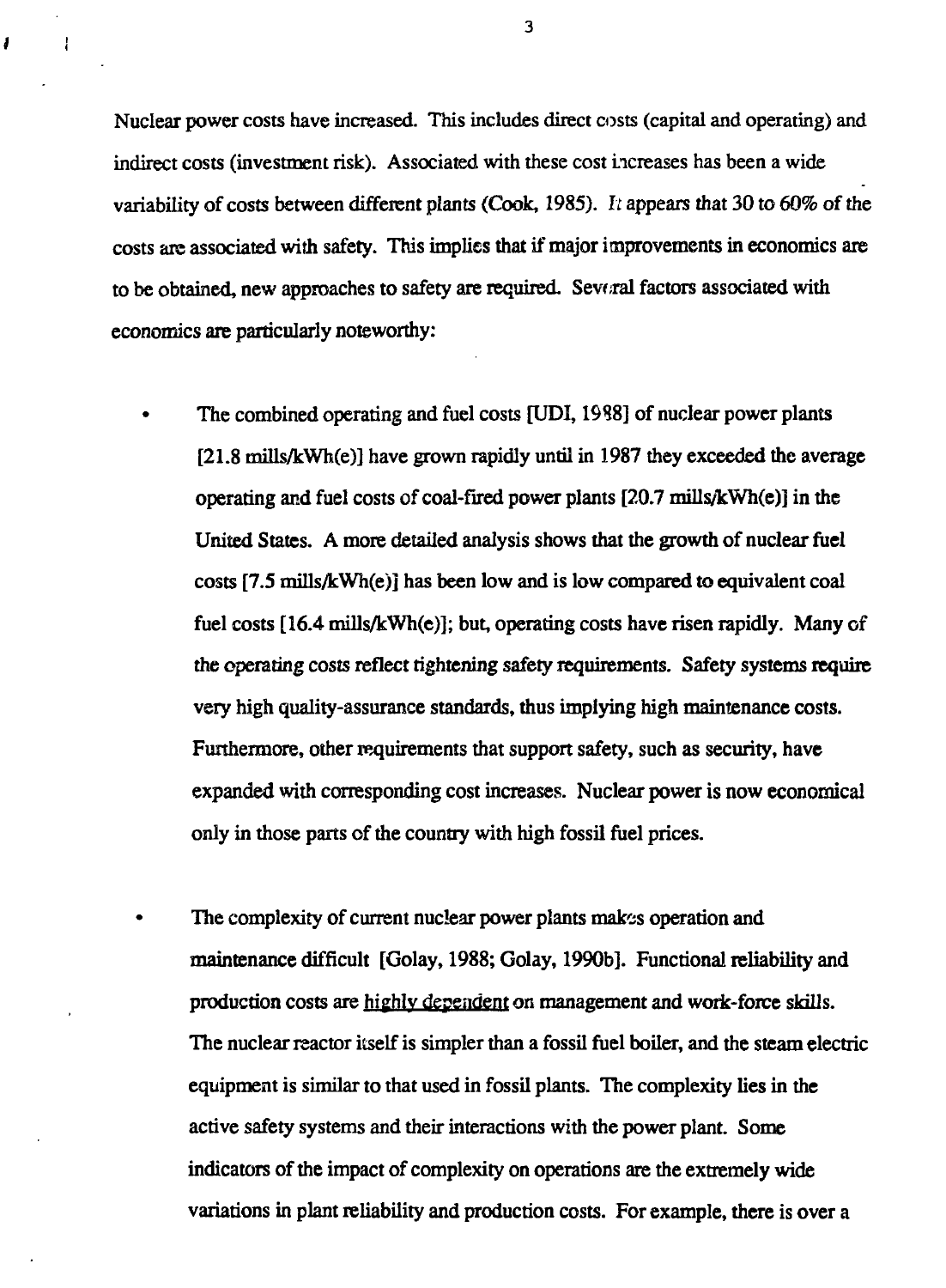Nuclear power costs have increased. This includes direct costs (capital and operating) and indirect costs (investment risk). Associated with these cost increases has been a wide variability of costs between different plants (Cook, 1985). It appears that 30 to 60% of the costs are associated with safety. This implies that if major improvements in economics are to be obtained, new approaches to safety are required. Several factors associated with economics are particularly noteworthy:

- The combined operating and fuel costs [UDI, 1988] of nuclear power plants [21.8 mills/kWh(e)] have grown rapidly until in 1987 they exceeded the average operating and fuel costs of coal-fired power plants [20.7 mills/kWh(e)] in the United States. A more detailed analysis shows that the growth of nuclear fuel costs [7.5 mills/kWh(e)] has been low and is low compared to equivalent coal fuel costs [16.4 mills/kWh(e)]; but, operating costs have risen rapidly. Many of the operating costs reflect tightening safety requirements. Safety systems require very high quality-assurance standards, thus implying high maintenance costs. Furthermore, other requirements that support safety, such as security, have expanded with corresponding cost increases. Nuclear power is now economical only in those parts of the country with high fossil fuel prices.

- The complexity of current nuclear power plants makes operation and maintenance difficult [Golay, 1988; Golay, 1990b]. Functional reliability and production costs are highly dependent on management and work-force skills. The nuclear reactor itself is simpler than a fossil fuel boiler, and the steam electric equipment is similar to that used in fossil plants. The complexity lies in the active safety systems and their interactions with the power plant. Some indicators of the impact of complexity on operations are the extremely wide variations in plant reliability and production costs. For example, there is over a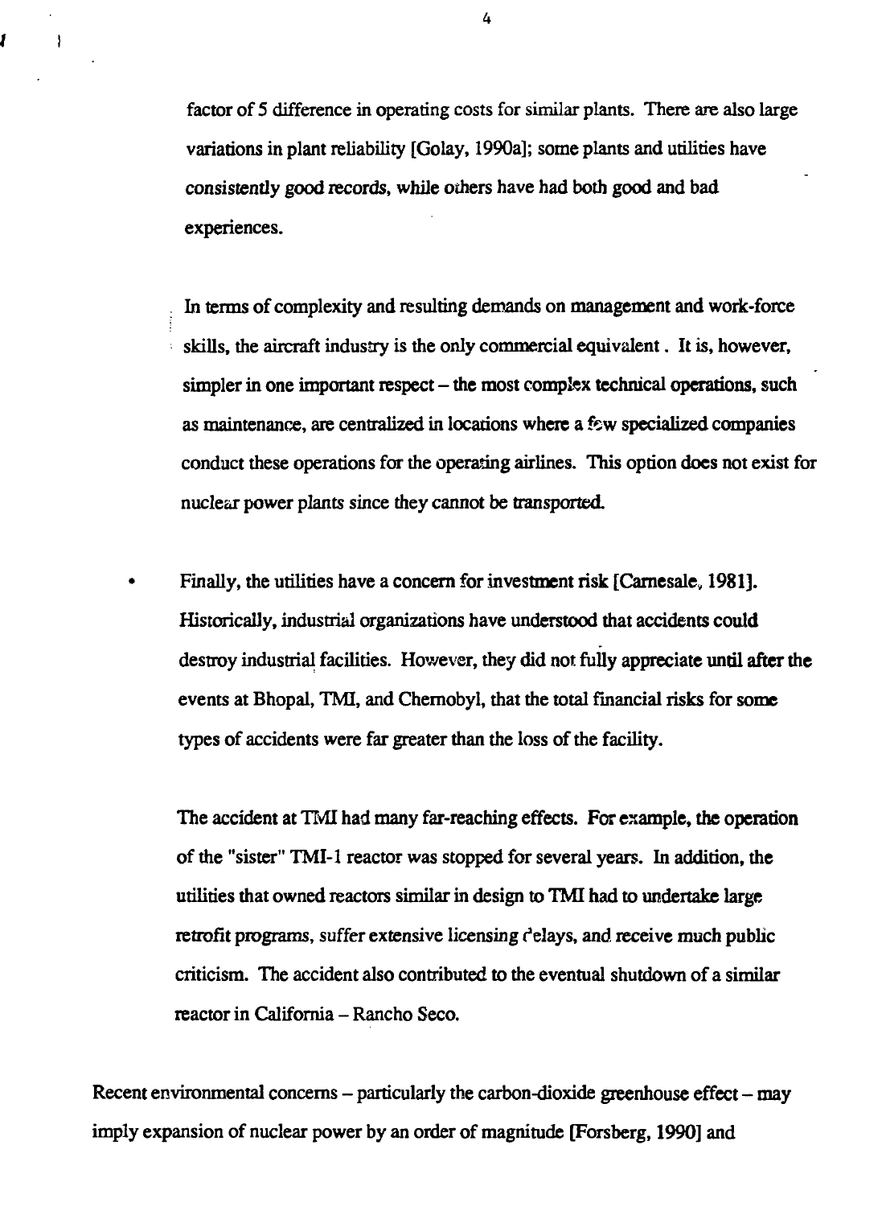factor of 5 difference in operating costs for similar plants. There are also large variations in plant reliability [Golay, 1990a]; some plants and utilities have consistently good records, while others have had both good and bad experiences.

In terms of complexity and resulting demands on management and work-force skills, the aircraft industry is the only commercial equivalent . It is, however, simpler in one important respect – the most complex technical operations, such as maintenance, are centralized in locations where a few specialized companies conduct these operations for the operating airlines. This option does not exist for nuclear power plants since they cannot be transported.

- Finally, the utilities have a concern for investment risk [Carnesale, 1981]. Historically, industrial organizations have understood that accidents could destroy industrial facilities. However, they did not fully appreciate until after the events at Bhopal, TMI, and Chernobyl, that the total financial risks for some types of accidents were far greater than the loss of the facility.

  The accident at TMI had many far-reaching effects. For example, the operation of the "sister" TMI-1 reactor was stopped for several years. In addition, the utilities that owned reactors similar in design to TMI had to undertake large retrofit programs, suffer extensive licensing delays, and receive much public criticism. The accident also contributed to the eventual shutdown of a similar reactor in California – Rancho Seco.

Recent environmental concerns – particularly the carbon-dioxide greenhouse effect – may imply expansion of nuclear power by an order of magnitude [Forsberg, 1990] and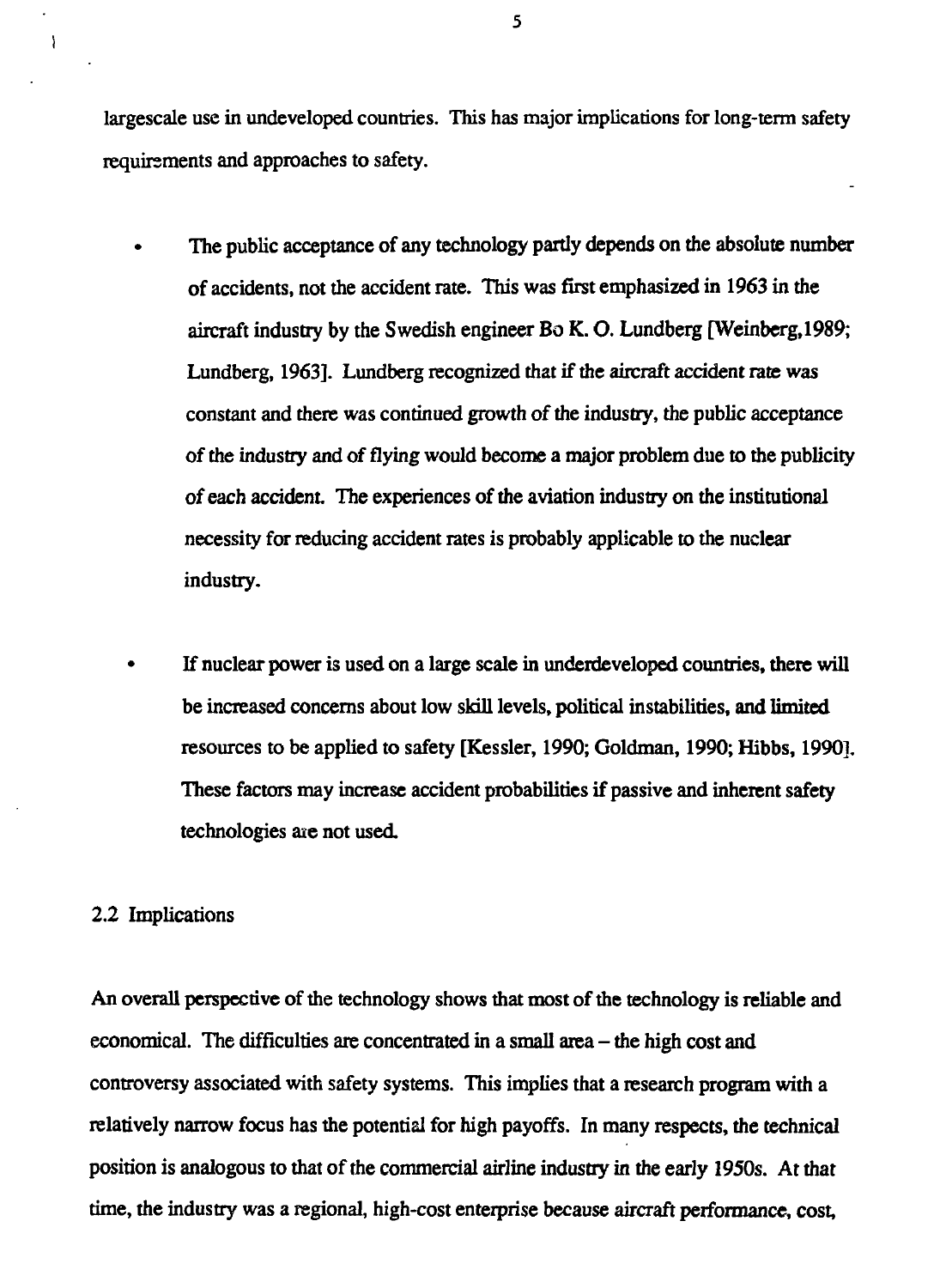largescale use in undeveloped countries. This has major implications for long-term safety requirements and approaches to safety.

- The public acceptance of any technology partly depends on the absolute number of accidents, not the accident rate. This was first emphasized in 1963 in the aircraft industry by the Swedish engineer Bo K. O. Lundberg [Weinberg,1989; Lundberg, 1963]. Lundberg recognized that if the aircraft accident rate was constant and there was continued growth of the industry, the public acceptance of the industry and of flying would become a major problem due to the publicity of each accident. The experiences of the aviation industry on the institutional necessity for reducing accident rates is probably applicable to the nuclear industry.

- If nuclear power is used on a large scale in underdeveloped countries, there will be increased concerns about low skill levels, political instabilities, and limited resources to be applied to safety [Kessler, 1990; Goldman, 1990; Hibbs, 1990]. These factors may increase accident probabilities if passive and inherent safety technologies are not used.

## 2.2 Implications

An overall perspective of the technology shows that most of the technology is reliable and economical. The difficulties are concentrated in a small area – the high cost and controversy associated with safety systems. This implies that a research program with a relatively narrow focus has the potential for high payoffs. In many respects, the technical position is analogous to that of the commercial airline industry in the early 1950s. At that time, the industry was a regional, high-cost enterprise because aircraft performance, cost,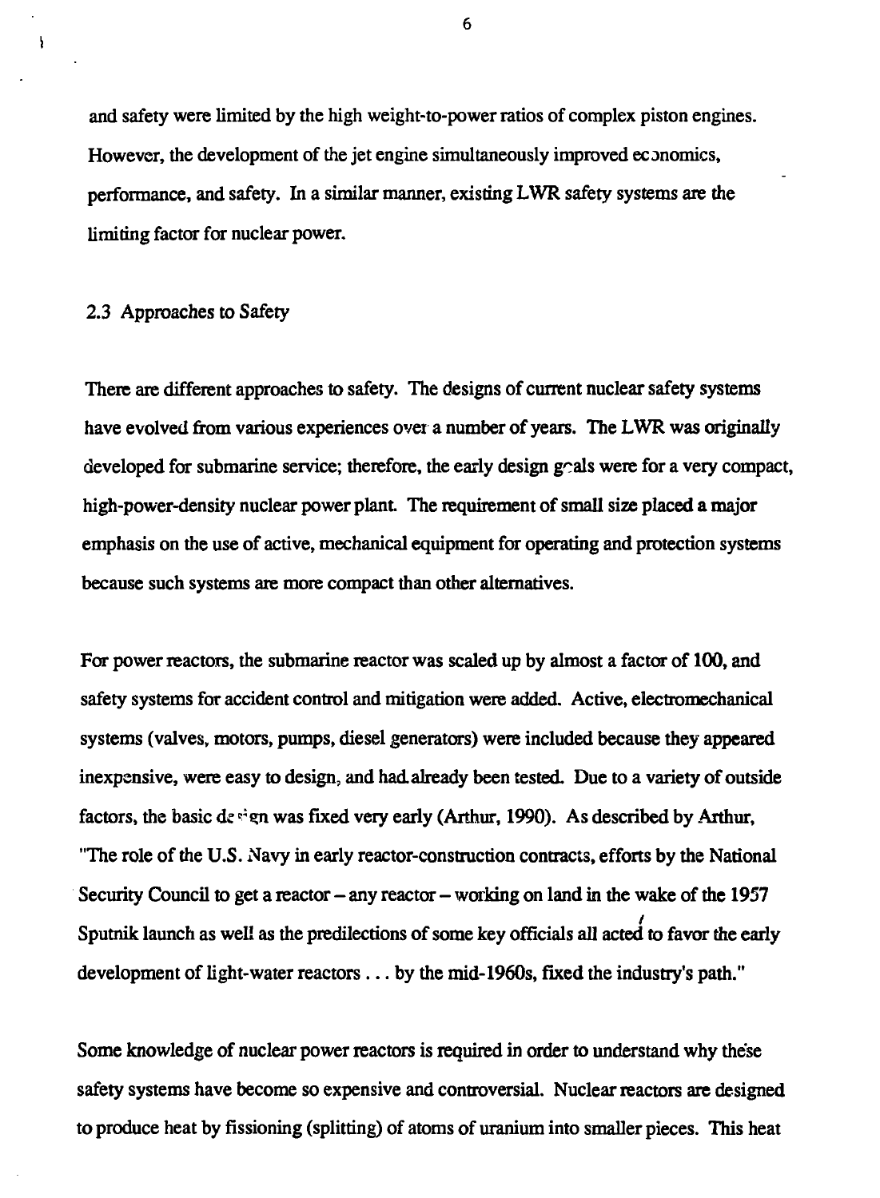and safety were limited by the high weight-to-power ratios of complex piston engines. However, the development of the jet engine simultaneously improved economics, performance, and safety. In a similar manner, existing LWR safety systems are the limiting factor for nuclear power.

## 2.3 Approaches to Safety

There are different approaches to safety. The designs of current nuclear safety systems have evolved from various experiences over a number of years. The LWR was originally developed for submarine service; therefore, the early design goals were for a very compact, high-power-density nuclear power plant. The requirement of small size placed a major emphasis on the use of active, mechanical equipment for operating and protection systems because such systems are more compact than other alternatives.

For power reactors, the submarine reactor was scaled up by almost a factor of 100, and safety systems for accident control and mitigation were added. Active, electromechanical systems (valves, motors, pumps, diesel generators) were included because they appeared inexpensive, were easy to design, and had already been tested. Due to a variety of outside factors, the basic design was fixed very early (Arthur, 1990). As described by Arthur, "The role of the U.S. Navy in early reactor-construction contracts, efforts by the National Security Council to get a reactor – any reactor – working on land in the wake of the 1957 Sputnik launch as well as the predilections of some key officials all acted to favor the early development of light-water reactors . . . by the mid-1960s, fixed the industry's path."

Some knowledge of nuclear power reactors is required in order to understand why these safety systems have become so expensive and controversial. Nuclear reactors are designed to produce heat by fissioning (splitting) of atoms of uranium into smaller pieces. This heat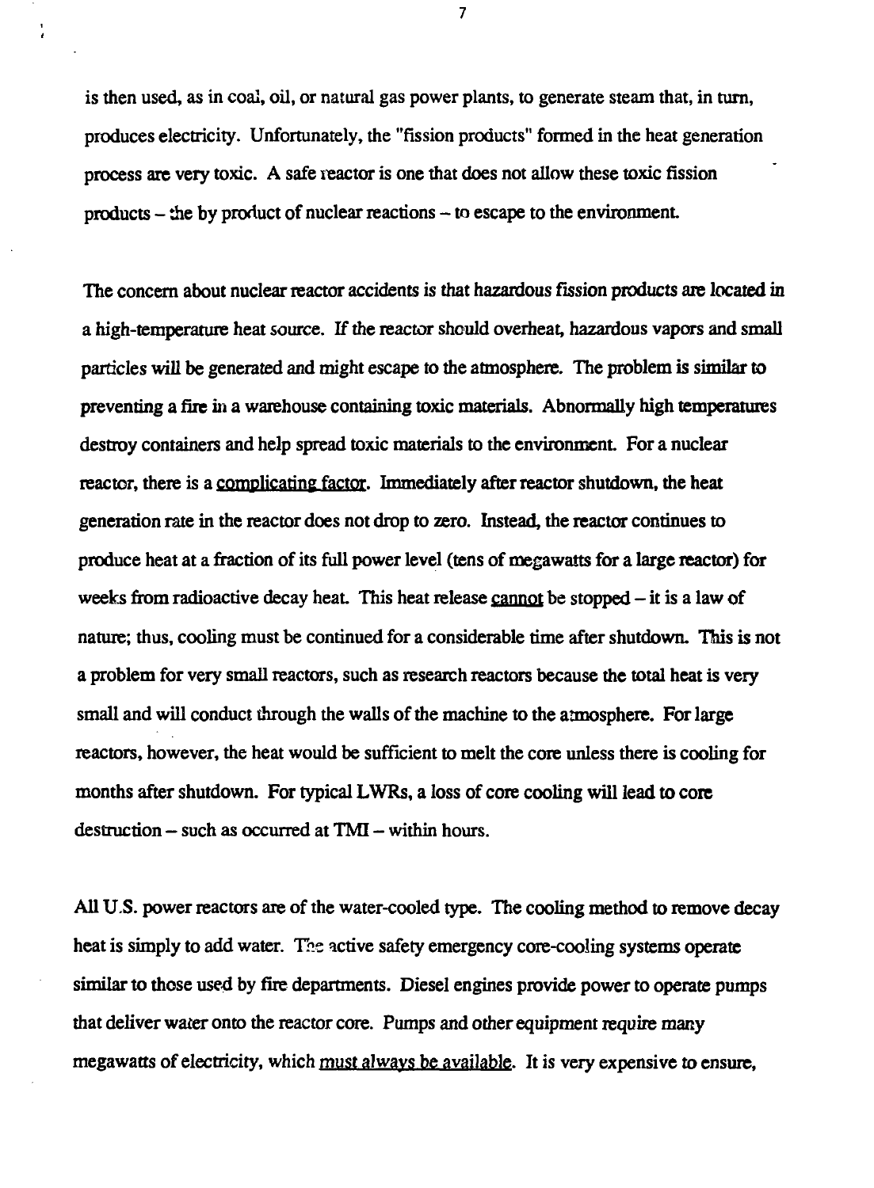is then used, as in coal, oil, or natural gas power plants, to generate steam that, in turn, produces electricity. Unfortunately, the "fission products" formed in the heat generation process are very toxic. A safe reactor is one that does not allow these toxic fission products – the by product of nuclear reactions – to escape to the environment.

The concern about nuclear reactor accidents is that hazardous fission products are located in a high-temperature heat source. If the reactor should overheat, hazardous vapors and small particles will be generated and might escape to the atmosphere. The problem is similar to preventing a fire in a warehouse containing toxic materials. Abnormally high temperatures destroy containers and help spread toxic materials to the environment. For a nuclear reactor, there is a complicating factor. Immediately after reactor shutdown, the heat generation rate in the reactor does not drop to zero. Instead, the reactor continues to produce heat at a fraction of its full power level (tens of megawatts for a large reactor) for weeks from radioactive decay heat. This heat release cannot be stopped – it is a law of nature; thus, cooling must be continued for a considerable time after shutdown. This is not a problem for very small reactors, such as research reactors because the total heat is very small and will conduct through the walls of the machine to the atmosphere. For large reactors, however, the heat would be sufficient to melt the core unless there is cooling for months after shutdown. For typical LWRs, a loss of core cooling will lead to core destruction – such as occurred at TMI – within hours.

All U.S. power reactors are of the water-cooled type. The cooling method to remove decay heat is simply to add water. The active safety emergency core-cooling systems operate similar to those used by fire departments. Diesel engines provide power to operate pumps that deliver water onto the reactor core. Pumps and other equipment require many megawatts of electricity, which must always be available. It is very expensive to ensure,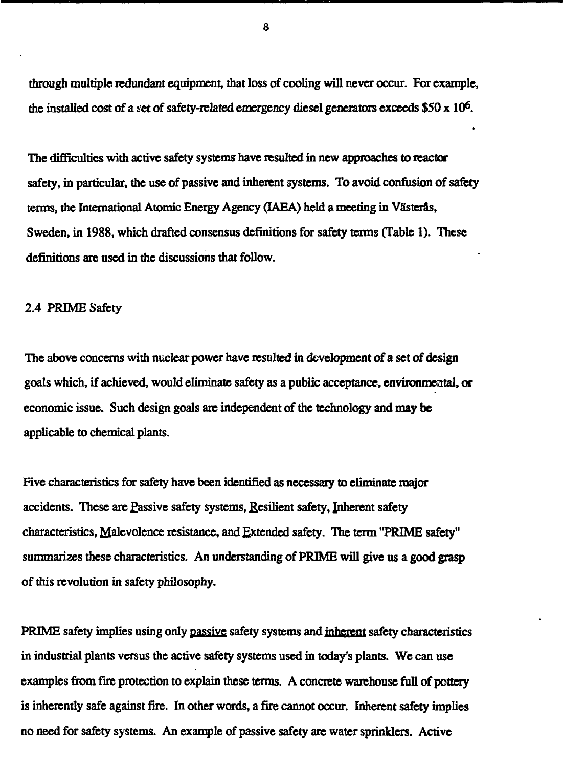through multiple redundant equipment, that loss of cooling will never occur. For example, the installed cost of a set of safety-related emergency diesel generators exceeds $\$50 \times 10^6$.

The difficulties with active safety systems have resulted in new approaches to reactor safety, in particular, the use of passive and inherent systems. To avoid confusion of safety terms, the International Atomic Energy Agency (IAEA) held a meeting in Västerås, Sweden, in 1988, which drafted consensus definitions for safety terms (Table 1). These definitions are used in the discussions that follow.

## 2.4 PRIME Safety

The above concerns with nuclear power have resulted in development of a set of design goals which, if achieved, would eliminate safety as a public acceptance, environmental, or economic issue. Such design goals are independent of the technology and may be applicable to chemical plants.

Five characteristics for safety have been identified as necessary to eliminate major accidents. These are <u>P</u>assive safety systems, <u>R</u>esilient safety, <u>I</u>nherent safety characteristics, <u>M</u>alevolence resistance, and <u>E</u>xtended safety. The term "PRIME safety" summarizes these characteristics. An understanding of PRIME will give us a good grasp of this revolution in safety philosophy.

PRIME safety implies using only <u>passive</u> safety systems and <u>inherent</u> safety characteristics in industrial plants versus the active safety systems used in today's plants. We can use examples from fire protection to explain these terms. A concrete warehouse full of pottery is inherently safe against fire. In other words, a fire cannot occur. Inherent safety implies no need for safety systems. An example of passive safety are water sprinklers. Active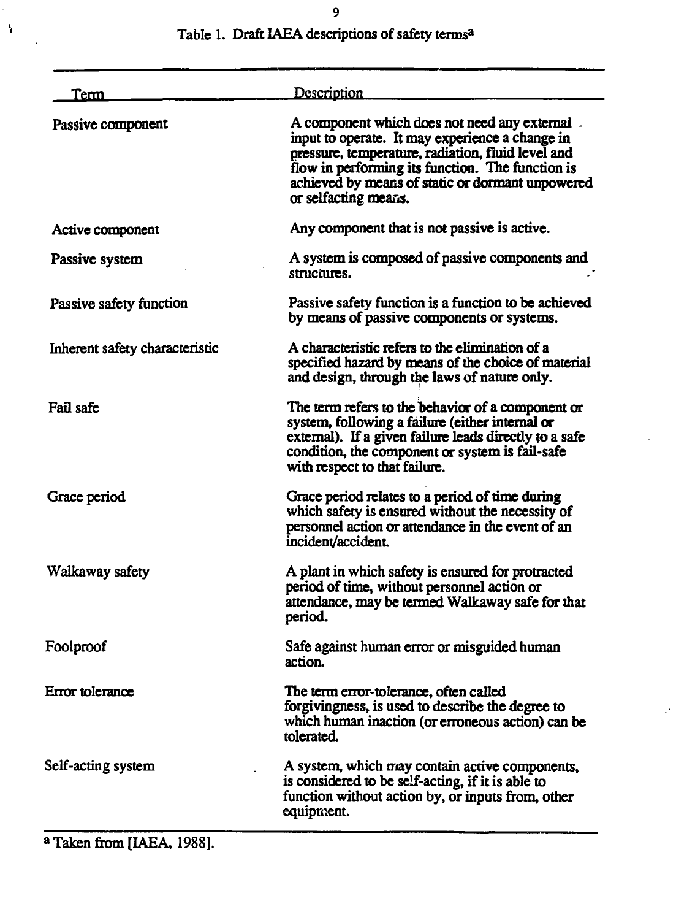Table 1. Draft IAEA descriptions of safety terms[a]

| Term | Description |
| --- | --- |
| Passive component | A component which does not need any external input to operate. It may experience a change in pressure, temperature, radiation, fluid level and flow in performing its function. The function is achieved by means of static or dormant unpowered or selfacting means. |
| Active component | Any component that is not passive is active. |
| Passive system | A system is composed of passive components and structures. |
| Passive safety function | Passive safety function is a function to be achieved by means of passive components or systems. |
| Inherent safety characteristic | A characteristic refers to the elimination of a specified hazard by means of the choice of material and design, through the laws of nature only. |
| Fail safe | The term refers to the behavior of a component or system, following a failure (either internal or external). If a given failure leads directly to a safe condition, the component or system is fail-safe with respect to that failure. |
| Grace period | Grace period relates to a period of time during which safety is ensured without the necessity of personnel action or attendance in the event of an incident/accident. |
| Walkaway safety | A plant in which safety is ensured for protracted period of time, without personnel action or attendance, may be termed Walkaway safe for that period. |
| Foolproof | Safe against human error or misguided human action. |
| Error tolerance | The term error-tolerance, often called forgivingness, is used to describe the degree to which human inaction (or erroneous action) can be tolerated. |
| Self-acting system | A system, which may contain active components, is considered to be self-acting, if it is able to function without action by, or inputs from, other equipment. |

[a] Taken from [IAEA, 1988].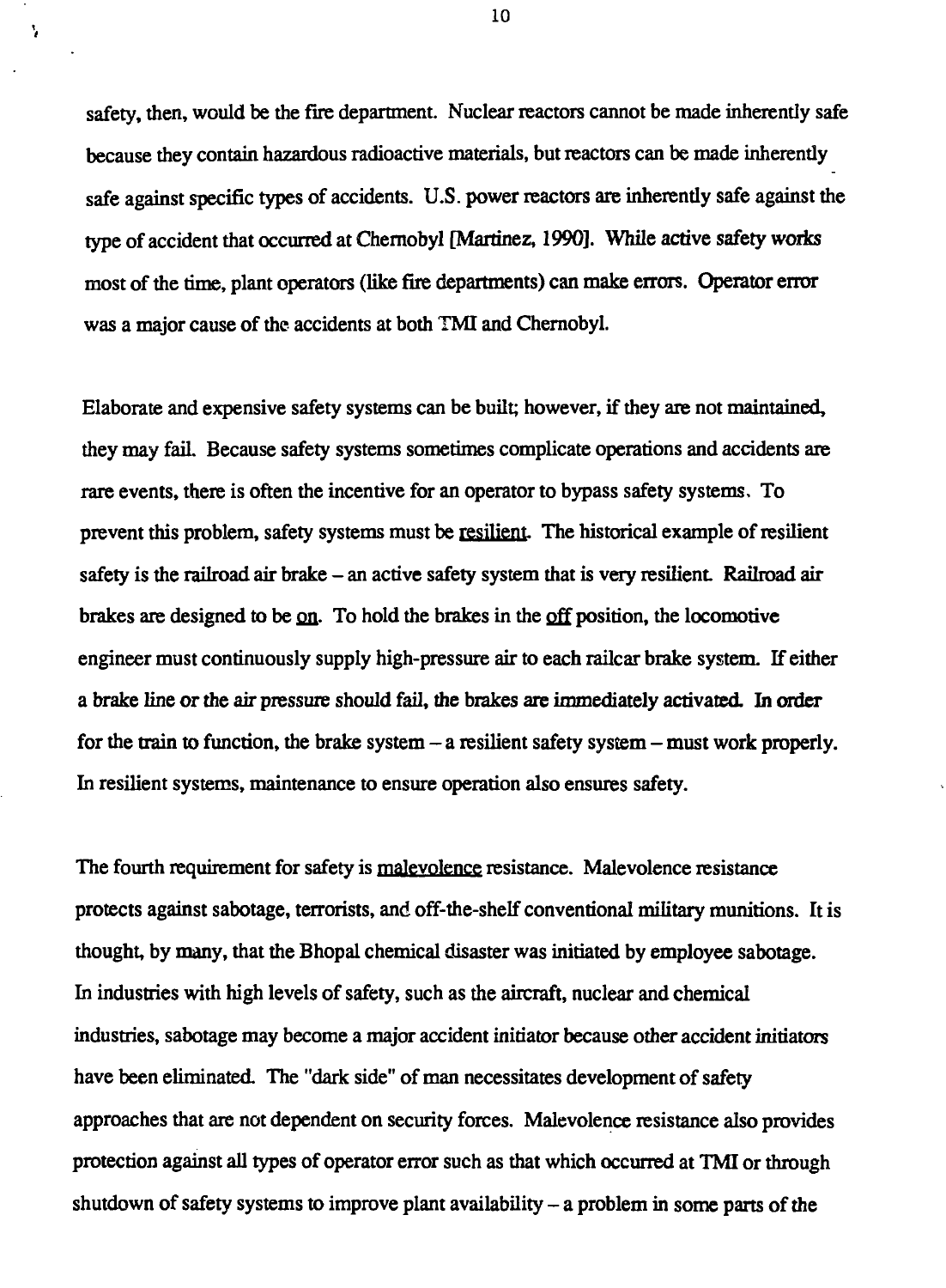safety, then, would be the fire department. Nuclear reactors cannot be made inherently safe because they contain hazardous radioactive materials, but reactors can be made inherently safe against specific types of accidents. U.S. power reactors are inherently safe against the type of accident that occurred at Chernobyl [Martinez, 1990]. While active safety works most of the time, plant operators (like fire departments) can make errors. Operator error was a major cause of the accidents at both TMI and Chernobyl.

Elaborate and expensive safety systems can be built; however, if they are not maintained, they may fail. Because safety systems sometimes complicate operations and accidents are rare events, there is often the incentive for an operator to bypass safety systems. To prevent this problem, safety systems must be <u>resilient</u>. The historical example of resilient safety is the railroad air brake – an active safety system that is very resilient. Railroad air brakes are designed to be <u>on</u>. To hold the brakes in the <u>off</u> position, the locomotive engineer must continuously supply high-pressure air to each railcar brake system. If either a brake line or the air pressure should fail, the brakes are immediately activated. In order for the train to function, the brake system – a resilient safety system – must work properly. In resilient systems, maintenance to ensure operation also ensures safety.

The fourth requirement for safety is <u>malevolence</u> resistance. Malevolence resistance protects against sabotage, terrorists, and off-the-shelf conventional military munitions. It is thought, by many, that the Bhopal chemical disaster was initiated by employee sabotage. In industries with high levels of safety, such as the aircraft, nuclear and chemical industries, sabotage may become a major accident initiator because other accident initiators have been eliminated. The "dark side" of man necessitates development of safety approaches that are not dependent on security forces. Malevolence resistance also provides protection against all types of operator error such as that which occurred at TMI or through shutdown of safety systems to improve plant availability – a problem in some parts of the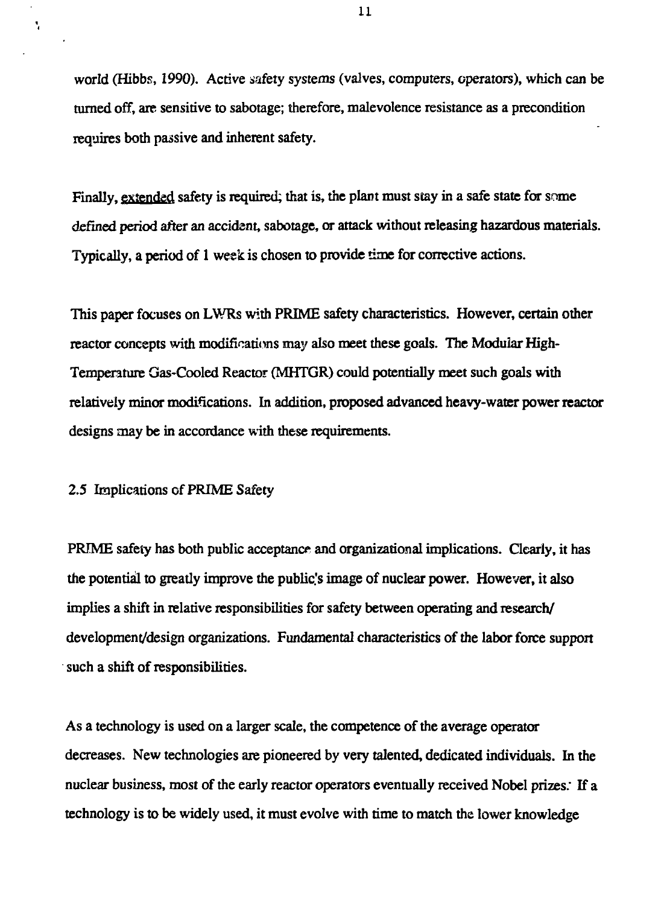world (Hibbs, 1990). Active safety systems (valves, computers, operators), which can be turned off, are sensitive to sabotage; therefore, malevolence resistance as a precondition requires both passive and inherent safety.

Finally, <u>extended</u> safety is required; that is, the plant must stay in a safe state for some defined period after an accident, sabotage, or attack without releasing hazardous materials. Typically, a period of 1 week is chosen to provide time for corrective actions.

This paper focuses on LWRs with PRIME safety characteristics. However, certain other reactor concepts with modifications may also meet these goals. The Modular High-Temperature Gas-Cooled Reactor (MHTGR) could potentially meet such goals with relatively minor modifications. In addition, proposed advanced heavy-water power reactor designs may be in accordance with these requirements.

## 2.5 Implications of PRIME Safety

PRIME safety has both public acceptance and organizational implications. Clearly, it has the potential to greatly improve the public's image of nuclear power. However, it also implies a shift in relative responsibilities for safety between operating and research/development/design organizations. Fundamental characteristics of the labor force support such a shift of responsibilities.

As a technology is used on a larger scale, the competence of the average operator decreases. New technologies are pioneered by very talented, dedicated individuals. In the nuclear business, most of the early reactor operators eventually received Nobel prizes. If a technology is to be widely used, it must evolve with time to match the lower knowledge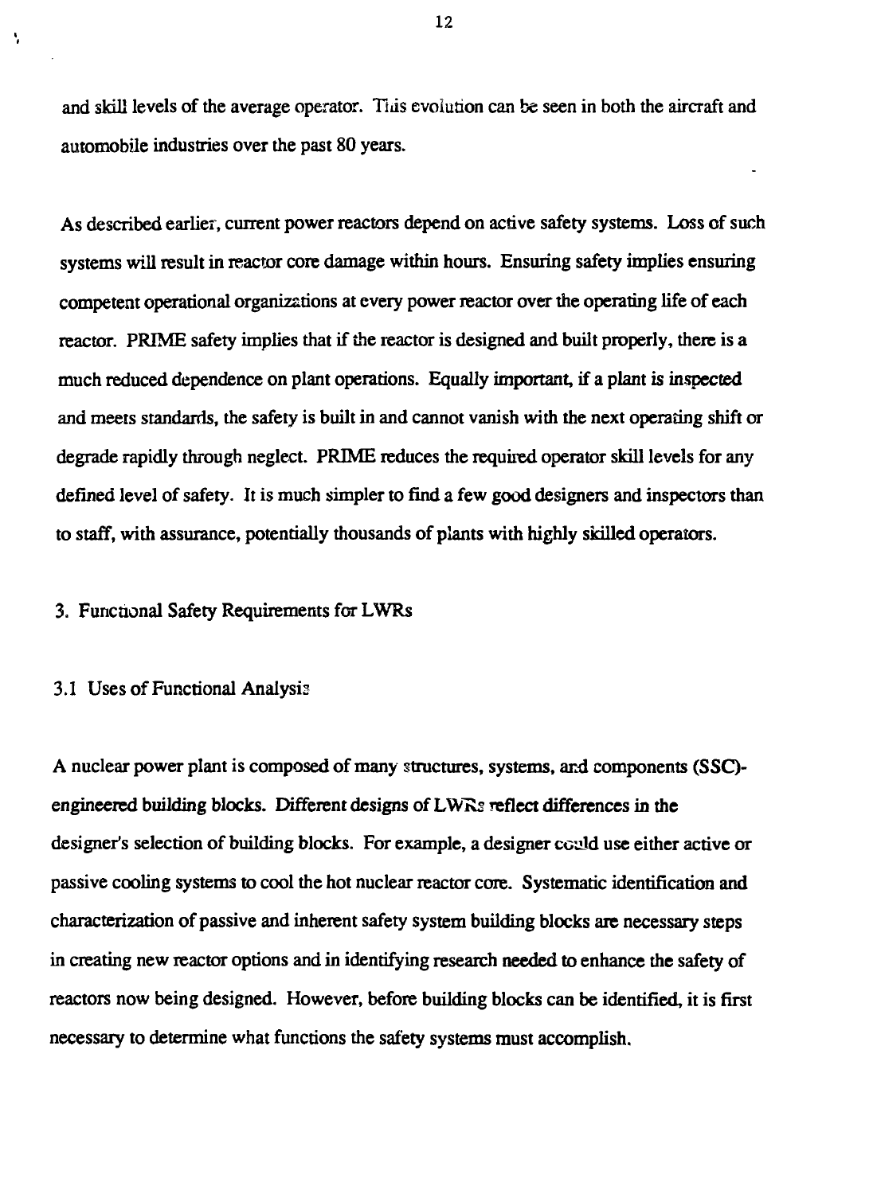and skill levels of the average operator. This evolution can be seen in both the aircraft and automobile industries over the past 80 years.

As described earlier, current power reactors depend on active safety systems. Loss of such systems will result in reactor core damage within hours. Ensuring safety implies ensuring competent operational organizations at every power reactor over the operating life of each reactor. PRIME safety implies that if the reactor is designed and built properly, there is a much reduced dependence on plant operations. Equally important, if a plant is inspected and meets standards, the safety is built in and cannot vanish with the next operating shift or degrade rapidly through neglect. PRIME reduces the required operator skill levels for any defined level of safety. It is much simpler to find a few good designers and inspectors than to staff, with assurance, potentially thousands of plants with highly skilled operators.

## 3. Functional Safety Requirements for LWRs

### 3.1 Uses of Functional Analysis

A nuclear power plant is composed of many structures, systems, and components (SSC)-engineered building blocks. Different designs of LWRs reflect differences in the designer's selection of building blocks. For example, a designer could use either active or passive cooling systems to cool the hot nuclear reactor core. Systematic identification and characterization of passive and inherent safety system building blocks are necessary steps in creating new reactor options and in identifying research needed to enhance the safety of reactors now being designed. However, before building blocks can be identified, it is first necessary to determine what functions the safety systems must accomplish.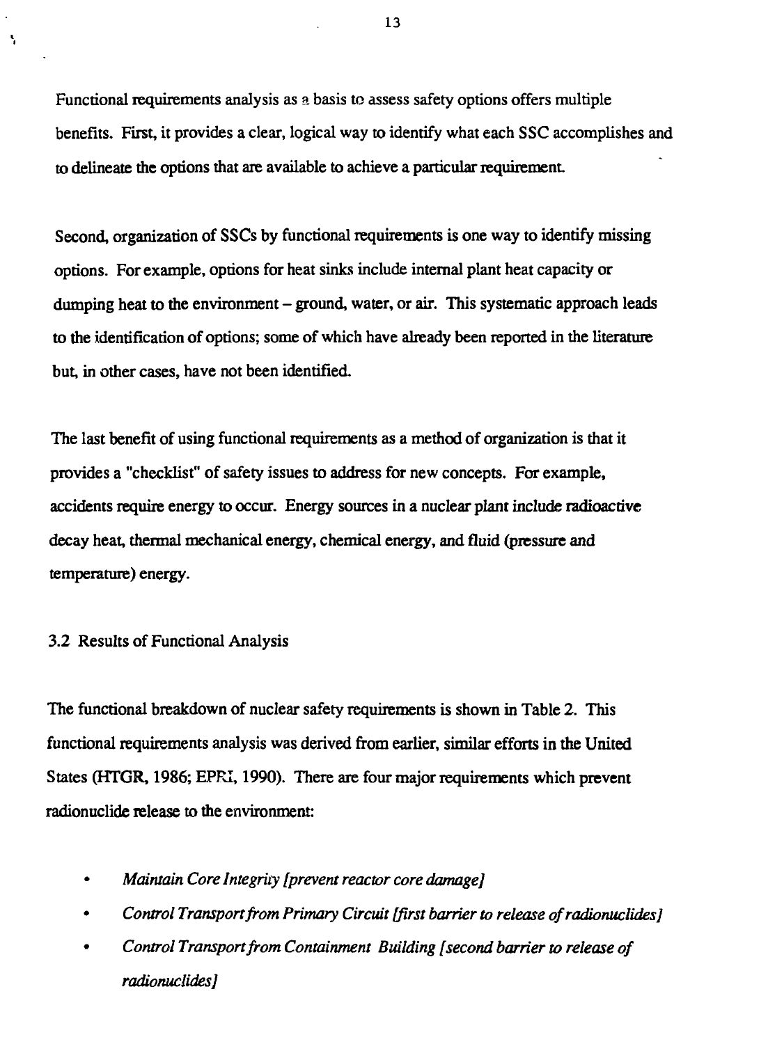Functional requirements analysis as a basis to assess safety options offers multiple benefits. First, it provides a clear, logical way to identify what each SSC accomplishes and to delineate the options that are available to achieve a particular requirement.

Second, organization of SSCs by functional requirements is one way to identify missing options. For example, options for heat sinks include internal plant heat capacity or dumping heat to the environment – ground, water, or air. This systematic approach leads to the identification of options; some of which have already been reported in the literature but, in other cases, have not been identified.

The last benefit of using functional requirements as a method of organization is that it provides a "checklist" of safety issues to address for new concepts. For example, accidents require energy to occur. Energy sources in a nuclear plant include radioactive decay heat, thermal mechanical energy, chemical energy, and fluid (pressure and temperature) energy.

## 3.2 Results of Functional Analysis

The functional breakdown of nuclear safety requirements is shown in Table 2. This functional requirements analysis was derived from earlier, similar efforts in the United States (HTGR, 1986; EPRI, 1990). There are four major requirements which prevent radionuclide release to the environment:

- *Maintain Core Integrity [prevent reactor core damage]*
- *Control Transport from Primary Circuit [first barrier to release of radionuclides]*
- *Control Transport from Containment Building [second barrier to release of radionuclides]*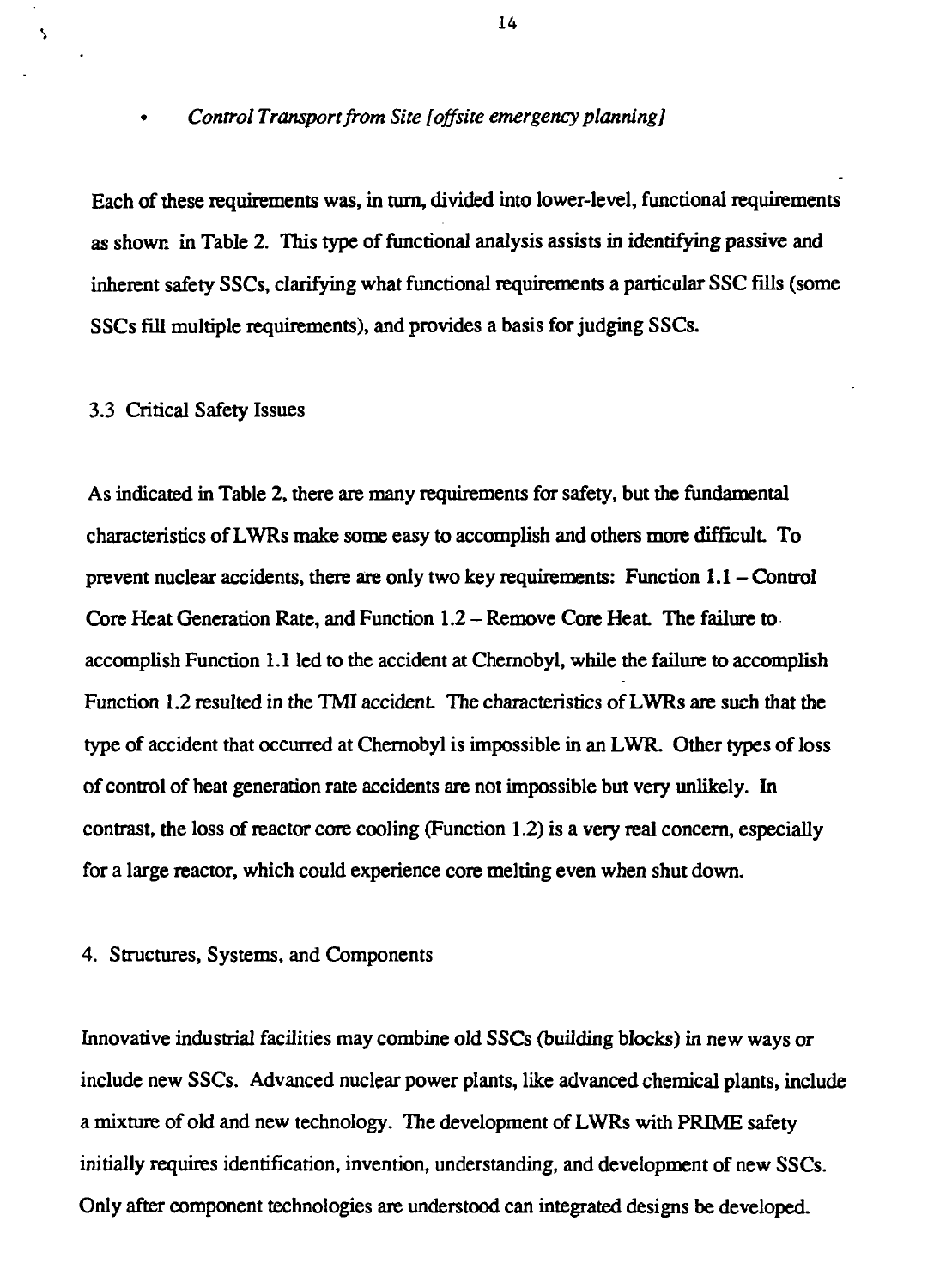- *Control Transport from Site [offsite emergency planning]*

Each of these requirements was, in turn, divided into lower-level, functional requirements as shown in Table 2. This type of functional analysis assists in identifying passive and inherent safety SSCs, clarifying what functional requirements a particular SSC fills (some SSCs fill multiple requirements), and provides a basis for judging SSCs.

### 3.3 Critical Safety Issues

As indicated in Table 2, there are many requirements for safety, but the fundamental characteristics of LWRs make some easy to accomplish and others more difficult. To prevent nuclear accidents, there are only two key requirements: Function 1.1 – Control Core Heat Generation Rate, and Function 1.2 – Remove Core Heat. The failure to accomplish Function 1.1 led to the accident at Chernobyl, while the failure to accomplish Function 1.2 resulted in the TMI accident. The characteristics of LWRs are such that the type of accident that occurred at Chernobyl is impossible in an LWR. Other types of loss of control of heat generation rate accidents are not impossible but very unlikely. In contrast, the loss of reactor core cooling (Function 1.2) is a very real concern, especially for a large reactor, which could experience core melting even when shut down.

## 4. Structures, Systems, and Components

Innovative industrial facilities may combine old SSCs (building blocks) in new ways or include new SSCs. Advanced nuclear power plants, like advanced chemical plants, include a mixture of old and new technology. The development of LWRs with PRIME safety initially requires identification, invention, understanding, and development of new SSCs. Only after component technologies are understood can integrated designs be developed.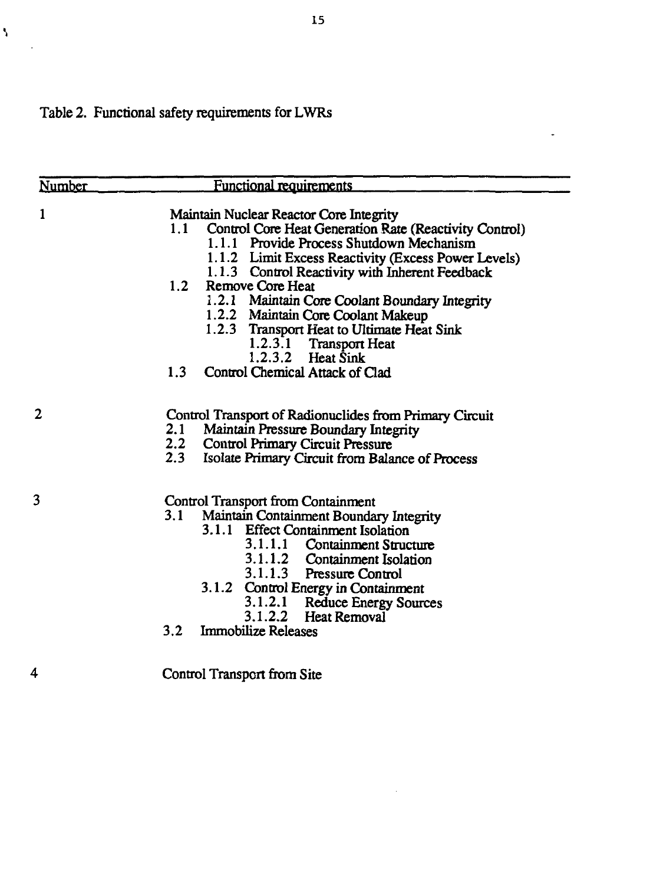Table 2. Functional safety requirements for LWRs

| Number | Functional requirements |
|---|---|
| 1 | Maintain Nuclear Reactor Core Integrity |
| | 1.1 Control Core Heat Generation Rate (Reactivity Control) |
| | 1.1.1 Provide Process Shutdown Mechanism |
| | 1.1.2 Limit Excess Reactivity (Excess Power Levels) |
| | 1.1.3 Control Reactivity with Inherent Feedback |
| | 1.2 Remove Core Heat |
| | 1.2.1 Maintain Core Coolant Boundary Integrity |
| | 1.2.2 Maintain Core Coolant Makeup |
| | 1.2.3 Transport Heat to Ultimate Heat Sink |
| | 1.2.3.1 Transport Heat |
| | 1.2.3.2 Heat Sink |
| | 1.3 Control Chemical Attack of Clad |
| 2 | Control Transport of Radionuclides from Primary Circuit |
| | 2.1 Maintain Pressure Boundary Integrity |
| | 2.2 Control Primary Circuit Pressure |
| | 2.3 Isolate Primary Circuit from Balance of Process |
| 3 | Control Transport from Containment |
| | 3.1 Maintain Containment Boundary Integrity |
| | 3.1.1 Effect Containment Isolation |
| | 3.1.1.1 Containment Structure |
| | 3.1.1.2 Containment Isolation |
| | 3.1.1.3 Pressure Control |
| | 3.1.2 Control Energy in Containment |
| | 3.1.2.1 Reduce Energy Sources |
| | 3.1.2.2 Heat Removal |
| | 3.2 Immobilize Releases |
| 4 | Control Transport from Site |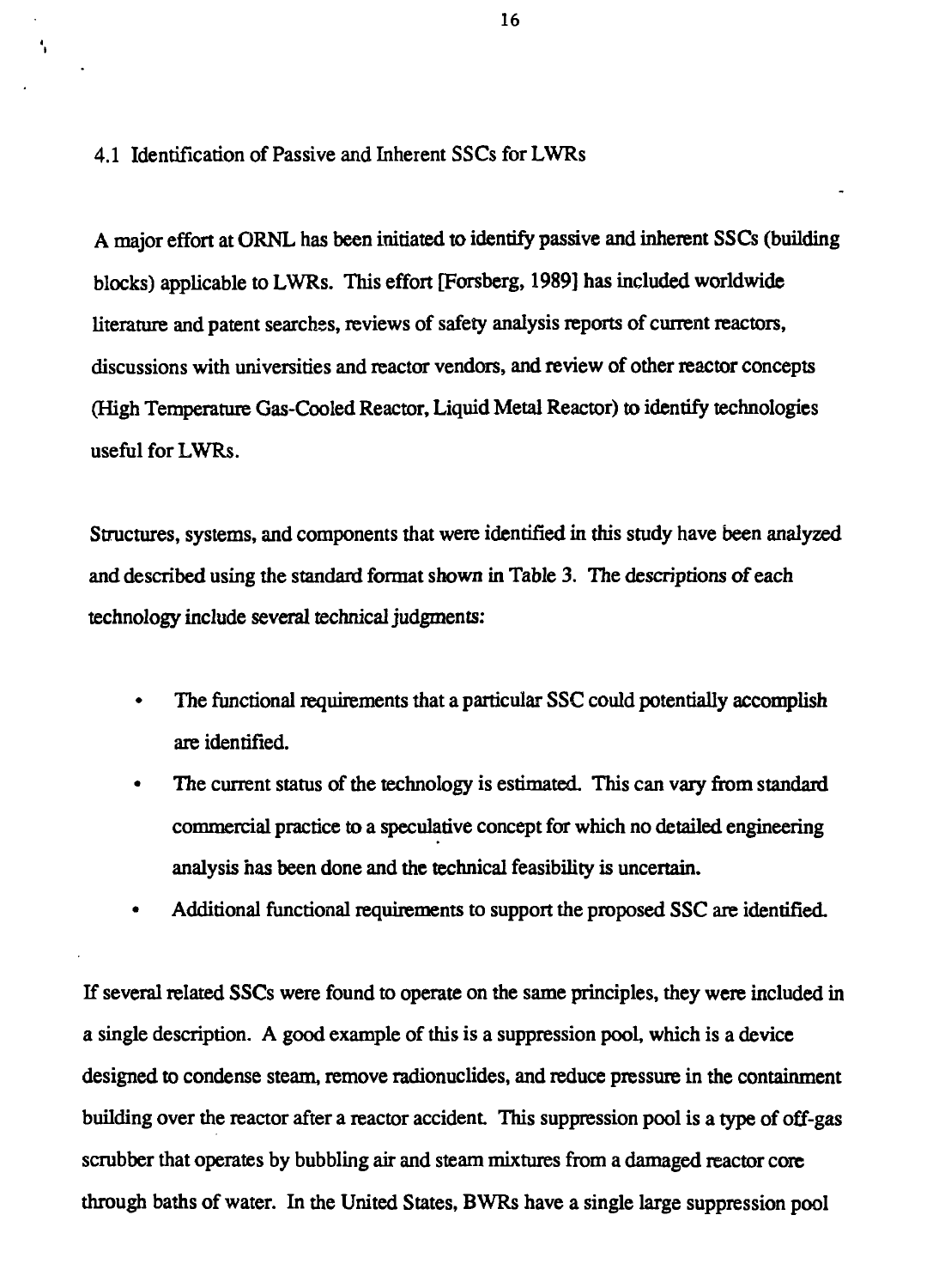## 4.1 Identification of Passive and Inherent SSCs for LWRs

A major effort at ORNL has been initiated to identify passive and inherent SSCs (building blocks) applicable to LWRs. This effort [Forsberg, 1989] has included worldwide literature and patent searches, reviews of safety analysis reports of current reactors, discussions with universities and reactor vendors, and review of other reactor concepts (High Temperature Gas-Cooled Reactor, Liquid Metal Reactor) to identify technologies useful for LWRs.

Structures, systems, and components that were identified in this study have been analyzed and described using the standard format shown in Table 3. The descriptions of each technology include several technical judgments:

- The functional requirements that a particular SSC could potentially accomplish are identified.
- The current status of the technology is estimated. This can vary from standard commercial practice to a speculative concept for which no detailed engineering analysis has been done and the technical feasibility is uncertain.
- Additional functional requirements to support the proposed SSC are identified.

If several related SSCs were found to operate on the same principles, they were included in a single description. A good example of this is a suppression pool, which is a device designed to condense steam, remove radionuclides, and reduce pressure in the containment building over the reactor after a reactor accident. This suppression pool is a type of off-gas scrubber that operates by bubbling air and steam mixtures from a damaged reactor core through baths of water. In the United States, BWRs have a single large suppression pool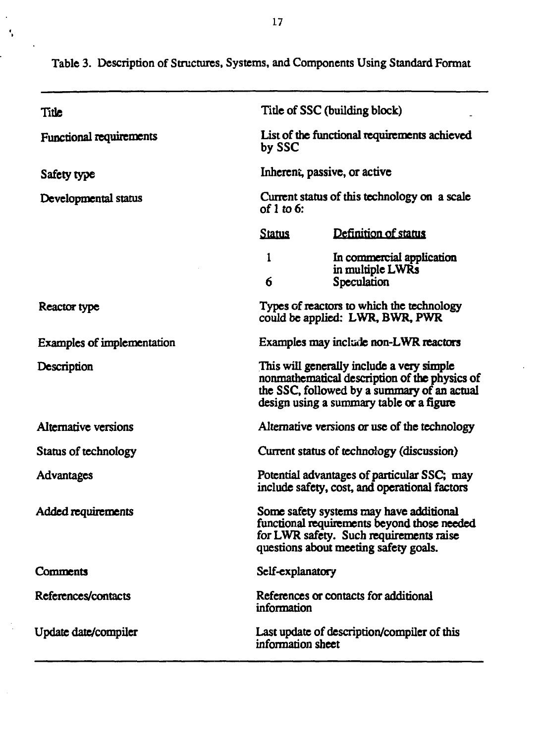Table 3. Description of Structures, Systems, and Components Using Standard Format

| | |
|---|---|
| Title | Title of SSC (building block) |
| Functional requirements | List of the functional requirements achieved by SSC |
| Safety type | Inherent, passive, or active |
| Developmental status | Current status of this technology on a scale of 1 to 6:<br><br>Status — Definition of status<br>1 — In commercial application in multiple LWRs<br>6 — Speculation |
| Reactor type | Types of reactors to which the technology could be applied: LWR, BWR, PWR |
| Examples of implementation | Examples may include non-LWR reactors |
| Description | This will generally include a very simple nonmathematical description of the physics of the SSC, followed by a summary of an actual design using a summary table or a figure |
| Alternative versions | Alternative versions or use of the technology |
| Status of technology | Current status of technology (discussion) |
| Advantages | Potential advantages of particular SSC; may include safety, cost, and operational factors |
| Added requirements | Some safety systems may have additional functional requirements beyond those needed for LWR safety. Such requirements raise questions about meeting safety goals. |
| Comments | Self-explanatory |
| References/contacts | References or contacts for additional information |
| Update date/compiler | Last update of description/compiler of this information sheet |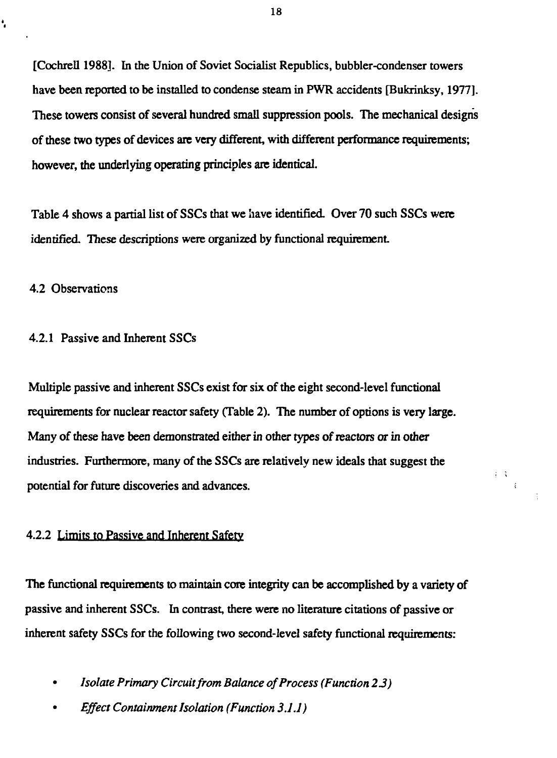[Cochrell 1988]. In the Union of Soviet Socialist Republics, bubbler-condenser towers have been reported to be installed to condense steam in PWR accidents [Bukrinksy, 1977]. These towers consist of several hundred small suppression pools. The mechanical designs of these two types of devices are very different, with different performance requirements; however, the underlying operating principles are identical.

Table 4 shows a partial list of SSCs that we have identified. Over 70 such SSCs were identified. These descriptions were organized by functional requirement.

### 4.2 Observations

#### 4.2.1 Passive and Inherent SSCs

Multiple passive and inherent SSCs exist for six of the eight second-level functional requirements for nuclear reactor safety (Table 2). The number of options is very large. Many of these have been demonstrated either in other types of reactors or in other industries. Furthermore, many of the SSCs are relatively new ideals that suggest the potential for future discoveries and advances.

#### 4.2.2 Limits to Passive and Inherent Safety

The functional requirements to maintain core integrity can be accomplished by a variety of passive and inherent SSCs. In contrast, there were no literature citations of passive or inherent safety SSCs for the following two second-level safety functional requirements:

- *Isolate Primary Circuit from Balance of Process (Function 2.3)*
- *Effect Containment Isolation (Function 3.1.1)*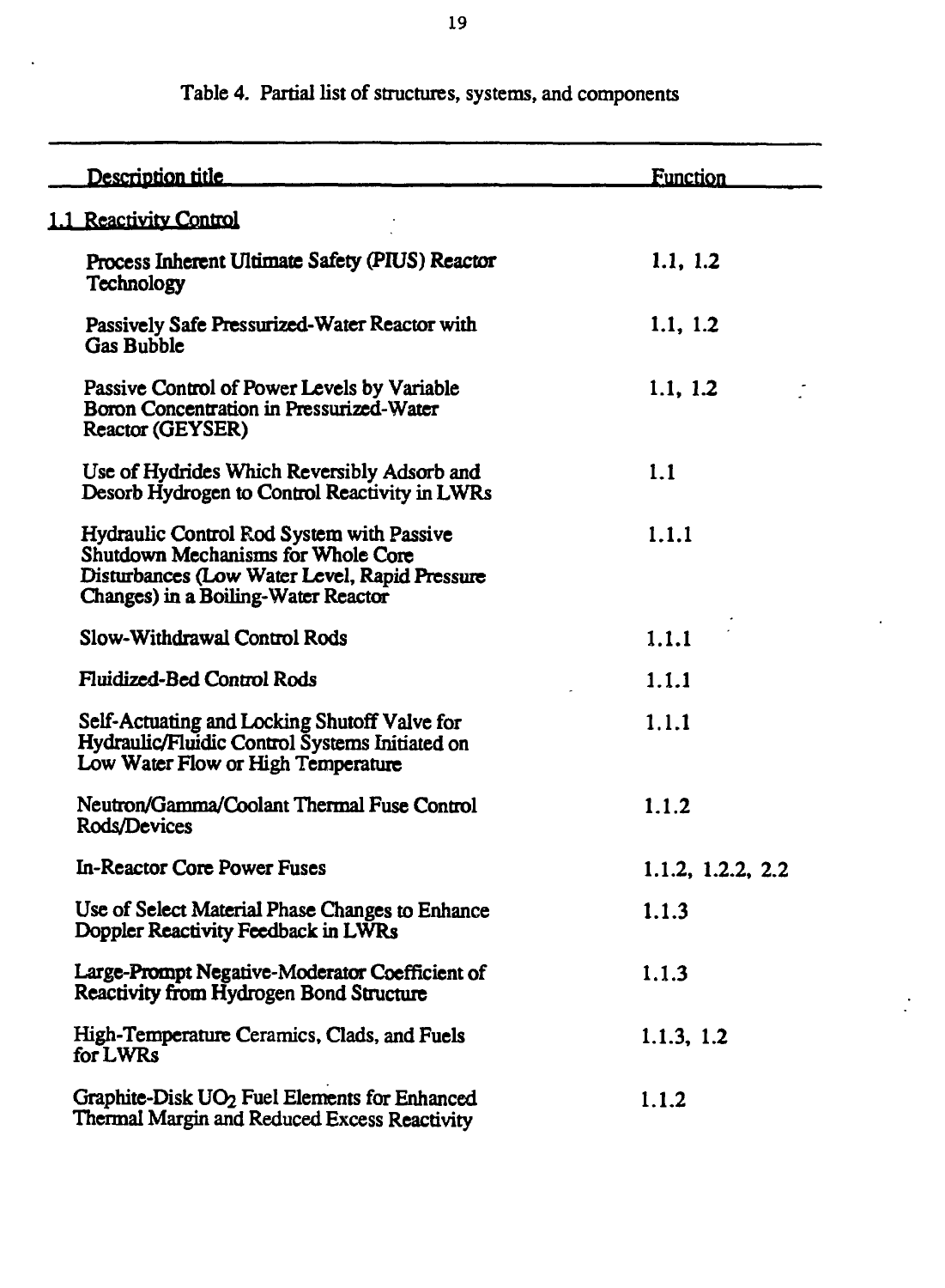Table 4. Partial list of structures, systems, and components

| Description title | Function |
|---|---|
| **1.1 Reactivity Control** | |
| Process Inherent Ultimate Safety (PIUS) Reactor Technology | 1.1, 1.2 |
| Passively Safe Pressurized-Water Reactor with Gas Bubble | 1.1, 1.2 |
| Passive Control of Power Levels by Variable Boron Concentration in Pressurized-Water Reactor (GEYSER) | 1.1, 1.2 |
| Use of Hydrides Which Reversibly Adsorb and Desorb Hydrogen to Control Reactivity in LWRs | 1.1 |
| Hydraulic Control Rod System with Passive Shutdown Mechanisms for Whole Core Disturbances (Low Water Level, Rapid Pressure Changes) in a Boiling-Water Reactor | 1.1.1 |
| Slow-Withdrawal Control Rods | 1.1.1 |
| Fluidized-Bed Control Rods | 1.1.1 |
| Self-Actuating and Locking Shutoff Valve for Hydraulic/Fluidic Control Systems Initiated on Low Water Flow or High Temperature | 1.1.1 |
| Neutron/Gamma/Coolant Thermal Fuse Control Rods/Devices | 1.1.2 |
| In-Reactor Core Power Fuses | 1.1.2, 1.2.2, 2.2 |
| Use of Select Material Phase Changes to Enhance Doppler Reactivity Feedback in LWRs | 1.1.3 |
| Large-Prompt Negative-Moderator Coefficient of Reactivity from Hydrogen Bond Structure | 1.1.3 |
| High-Temperature Ceramics, Clads, and Fuels for LWRs | 1.1.3, 1.2 |
| Graphite-Disk $UO_2$ Fuel Elements for Enhanced Thermal Margin and Reduced Excess Reactivity | 1.1.2 |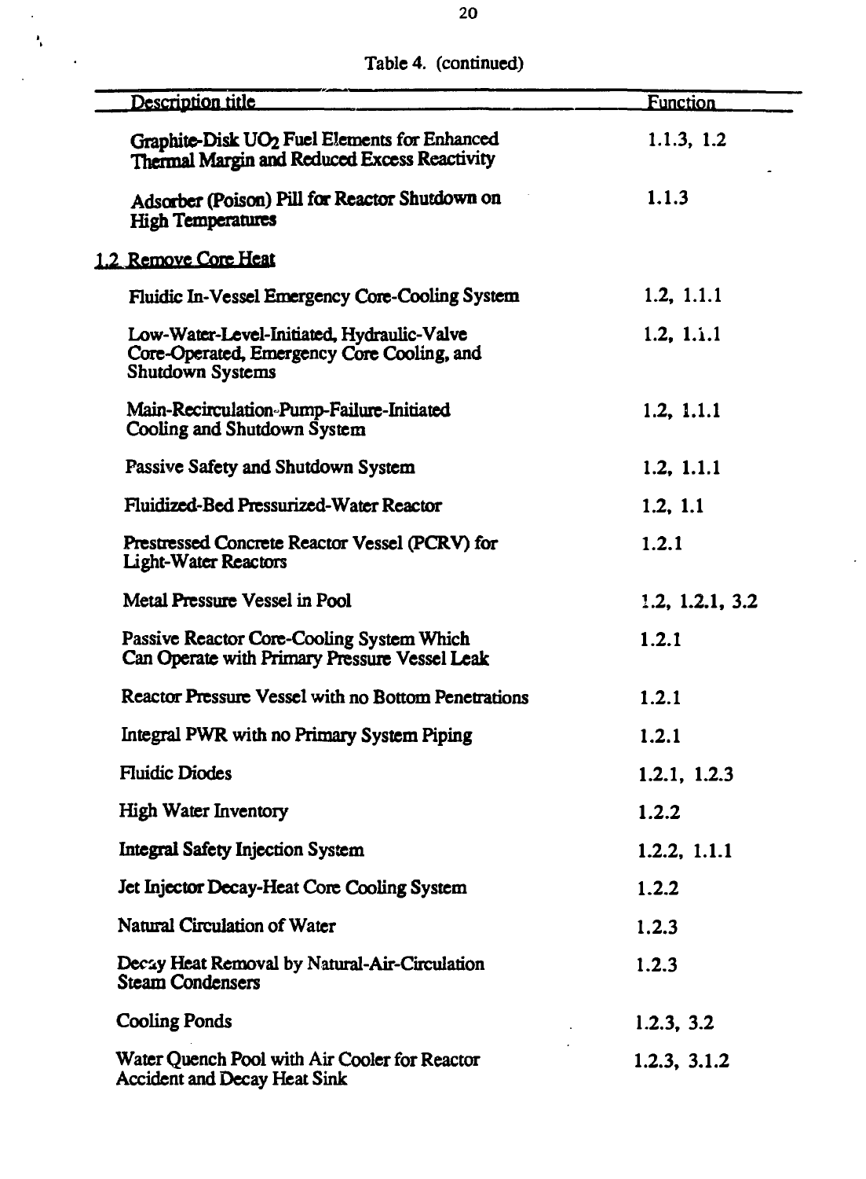Table 4. (continued)

| Description title | Function |
|---|---|
| Graphite-Disk $UO_2$ Fuel Elements for Enhanced Thermal Margin and Reduced Excess Reactivity | 1.1.3, 1.2 |
| Adsorber (Poison) Pill for Reactor Shutdown on High Temperatures | 1.1.3 |
| 1.2 Remove Core Heat | |
| Fluidic In-Vessel Emergency Core-Cooling System | 1.2, 1.1.1 |
| Low-Water-Level-Initiated, Hydraulic-Valve Core-Operated, Emergency Core Cooling, and Shutdown Systems | 1.2, 1.1.1 |
| Main-Recirculation-Pump-Failure-Initiated Cooling and Shutdown System | 1.2, 1.1.1 |
| Passive Safety and Shutdown System | 1.2, 1.1.1 |
| Fluidized-Bed Pressurized-Water Reactor | 1.2, 1.1 |
| Prestressed Concrete Reactor Vessel (PCRV) for Light-Water Reactors | 1.2.1 |
| Metal Pressure Vessel in Pool | 1.2, 1.2.1, 3.2 |
| Passive Reactor Core-Cooling System Which Can Operate with Primary Pressure Vessel Leak | 1.2.1 |
| Reactor Pressure Vessel with no Bottom Penetrations | 1.2.1 |
| Integral PWR with no Primary System Piping | 1.2.1 |
| Fluidic Diodes | 1.2.1, 1.2.3 |
| High Water Inventory | 1.2.2 |
| Integral Safety Injection System | 1.2.2, 1.1.1 |
| Jet Injector Decay-Heat Core Cooling System | 1.2.2 |
| Natural Circulation of Water | 1.2.3 |
| Decay Heat Removal by Natural-Air-Circulation Steam Condensers | 1.2.3 |
| Cooling Ponds | 1.2.3, 3.2 |
| Water Quench Pool with Air Cooler for Reactor Accident and Decay Heat Sink | 1.2.3, 3.1.2 |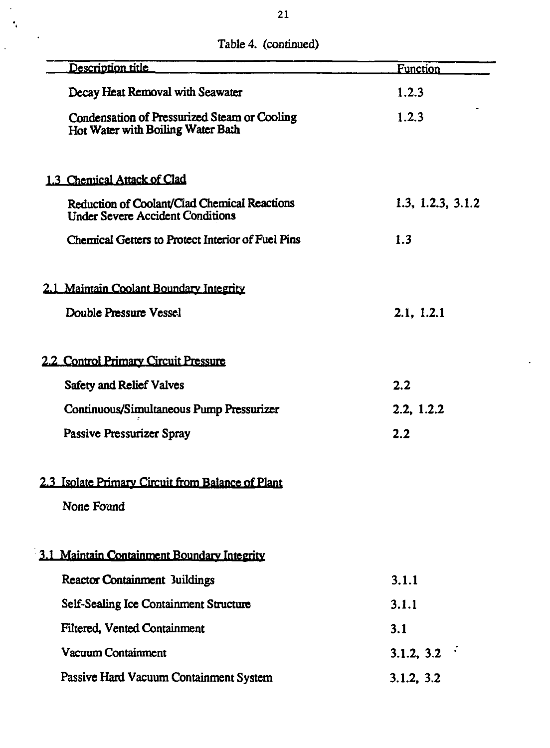Table 4. (continued)

| Description title | Function |
|---|---|
| Decay Heat Removal with Seawater | 1.2.3 |
| Condensation of Pressurized Steam or Cooling Hot Water with Boiling Water Bath | 1.2.3 |
| **1.3 Chemical Attack of Clad** | |
| Reduction of Coolant/Clad Chemical Reactions Under Severe Accident Conditions | 1.3, 1.2.3, 3.1.2 |
| Chemical Getters to Protect Interior of Fuel Pins | 1.3 |
| **2.1 Maintain Coolant Boundary Integrity** | |
| Double Pressure Vessel | 2.1, 1.2.1 |
| **2.2 Control Primary Circuit Pressure** | |
| Safety and Relief Valves | 2.2 |
| Continuous/Simultaneous Pump Pressurizer | 2.2, 1.2.2 |
| Passive Pressurizer Spray | 2.2 |
| **2.3 Isolate Primary Circuit from Balance of Plant** | |
| None Found | |
| **3.1 Maintain Containment Boundary Integrity** | |
| Reactor Containment Buildings | 3.1.1 |
| Self-Sealing Ice Containment Structure | 3.1.1 |
| Filtered, Vented Containment | 3.1 |
| Vacuum Containment | 3.1.2, 3.2 |
| Passive Hard Vacuum Containment System | 3.1.2, 3.2 |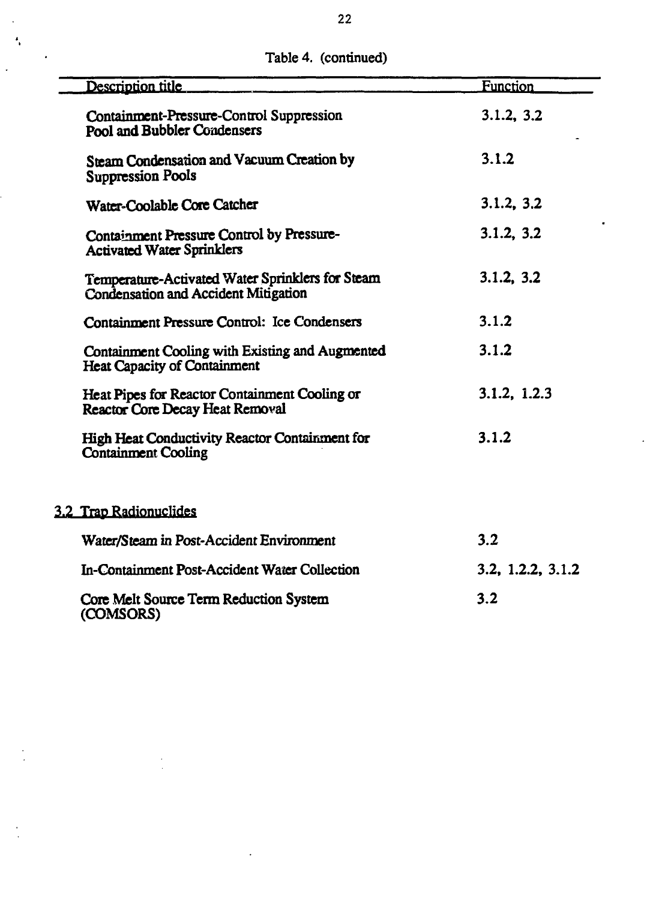Table 4. (continued)

| Description title | Function |
|---|---|
| Containment-Pressure-Control Suppression Pool and Bubbler Condensers | 3.1.2, 3.2 |
| Steam Condensation and Vacuum Creation by Suppression Pools | 3.1.2 |
| Water-Coolable Core Catcher | 3.1.2, 3.2 |
| Containment Pressure Control by Pressure-Activated Water Sprinklers | 3.1.2, 3.2 |
| Temperature-Activated Water Sprinklers for Steam Condensation and Accident Mitigation | 3.1.2, 3.2 |
| Containment Pressure Control: Ice Condensers | 3.1.2 |
| Containment Cooling with Existing and Augmented Heat Capacity of Containment | 3.1.2 |
| Heat Pipes for Reactor Containment Cooling or Reactor Core Decay Heat Removal | 3.1.2, 1.2.3 |
| High Heat Conductivity Reactor Containment for Containment Cooling | 3.1.2 |
| **3.2 Trap Radionuclides** | |
| Water/Steam in Post-Accident Environment | 3.2 |
| In-Containment Post-Accident Water Collection | 3.2, 1.2.2, 3.1.2 |
| Core Melt Source Term Reduction System (COMSORS) | 3.2 |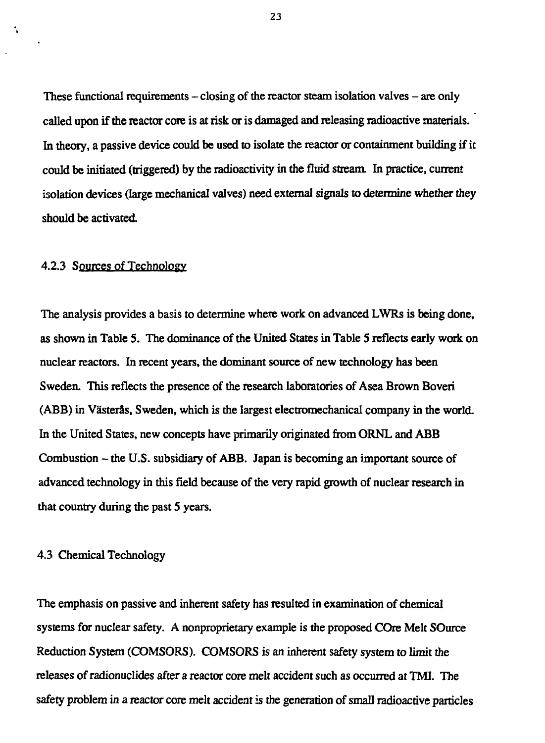These functional requirements – closing of the reactor steam isolation valves – are only called upon if the reactor core is at risk or is damaged and releasing radioactive materials. In theory, a passive device could be used to isolate the reactor or containment building if it could be initiated (triggered) by the radioactivity in the fluid stream. In practice, current isolation devices (large mechanical valves) need external signals to determine whether they should be activated.

### 4.2.3 Sources of Technology

The analysis provides a basis to determine where work on advanced LWRs is being done, as shown in Table 5. The dominance of the United States in Table 5 reflects early work on nuclear reactors. In recent years, the dominant source of new technology has been Sweden. This reflects the presence of the research laboratories of Asea Brown Boveri (ABB) in Västerås, Sweden, which is the largest electromechanical company in the world. In the United States, new concepts have primarily originated from ORNL and ABB Combustion – the U.S. subsidiary of ABB. Japan is becoming an important source of advanced technology in this field because of the very rapid growth of nuclear research in that country during the past 5 years.

## 4.3 Chemical Technology

The emphasis on passive and inherent safety has resulted in examination of chemical systems for nuclear safety. A nonproprietary example is the proposed COre Melt SOurce Reduction System (COMSORS). COMSORS is an inherent safety system to limit the releases of radionuclides after a reactor core melt accident such as occurred at TMI. The safety problem in a reactor core melt accident is the generation of small radioactive particles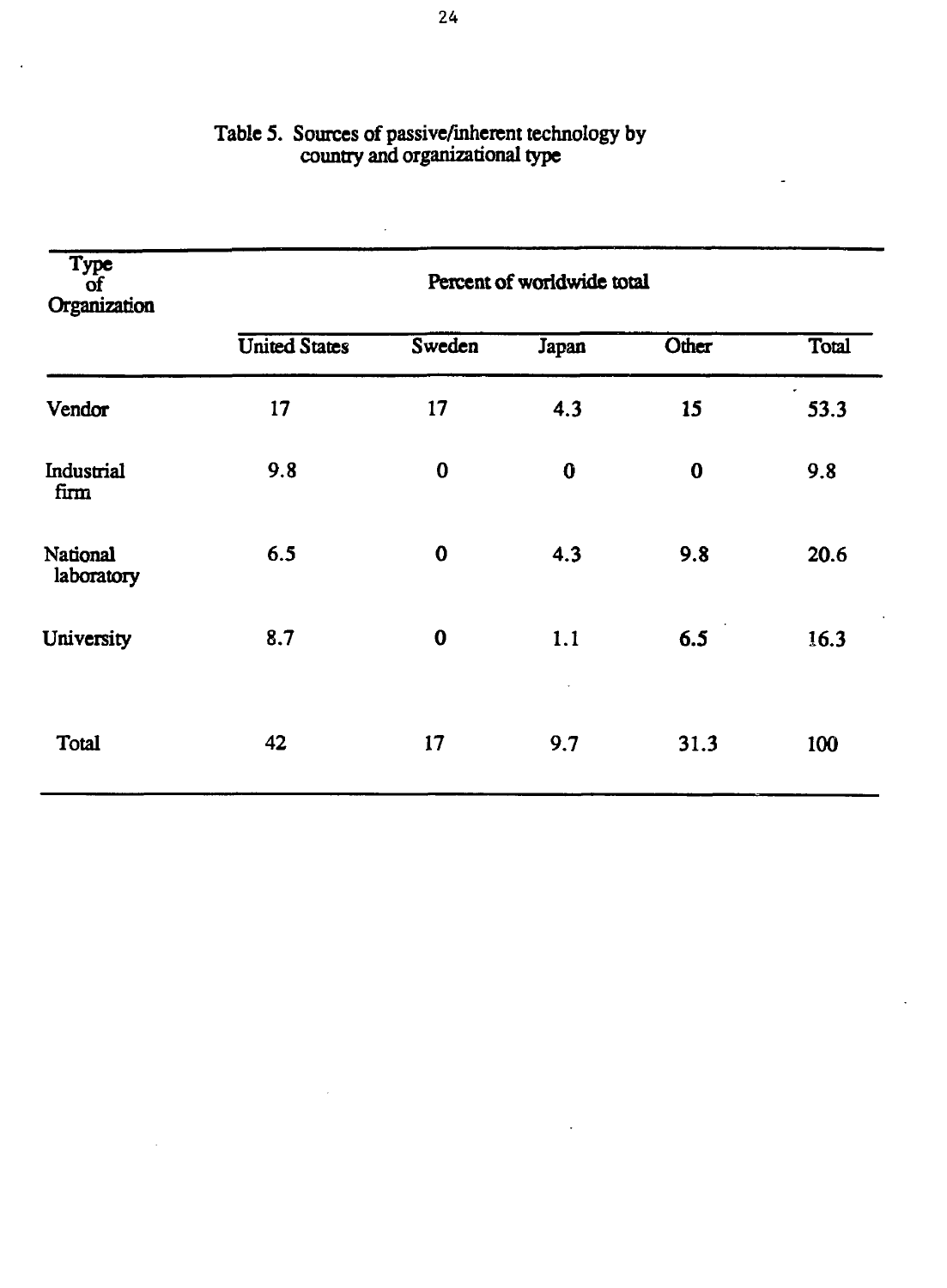Table 5. Sources of passive/inherent technology by country and organizational type

| Type of Organization | Percent of worldwide total | | | | |
|---|---|---|---|---|---|
| | United States | Sweden | Japan | Other | Total |
| Vendor | 17 | 17 | 4.3 | 15 | 53.3 |
| Industrial firm | 9.8 | 0 | 0 | 0 | 9.8 |
| National laboratory | 6.5 | 0 | 4.3 | 9.8 | 20.6 |
| University | 8.7 | 0 | 1.1 | 6.5 | 16.3 |
| Total | 42 | 17 | 9.7 | 31.3 | 100 |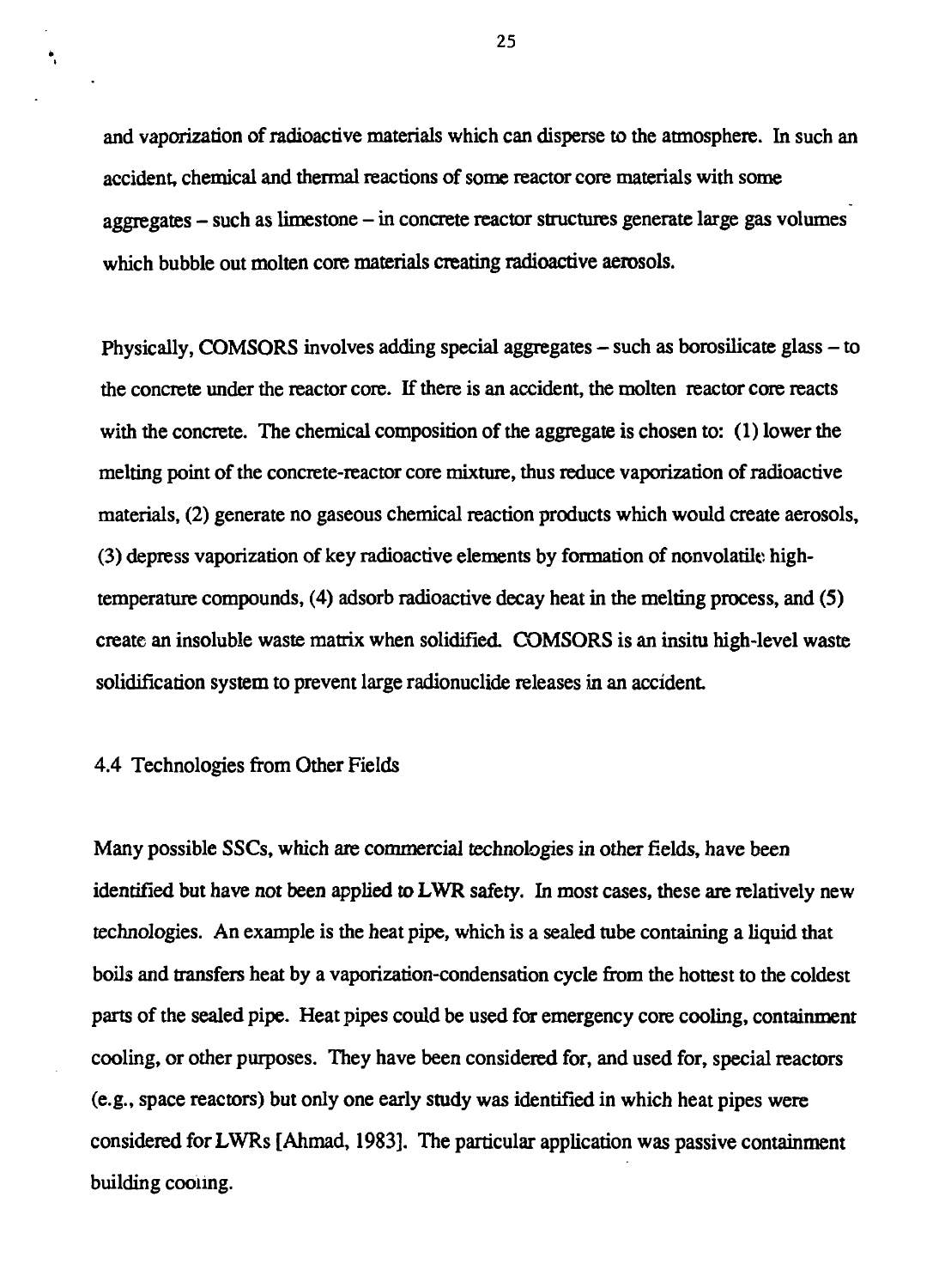and vaporization of radioactive materials which can disperse to the atmosphere. In such an accident, chemical and thermal reactions of some reactor core materials with some aggregates – such as limestone – in concrete reactor structures generate large gas volumes which bubble out molten core materials creating radioactive aerosols.

Physically, COMSORS involves adding special aggregates – such as borosilicate glass – to the concrete under the reactor core. If there is an accident, the molten reactor core reacts with the concrete. The chemical composition of the aggregate is chosen to: (1) lower the melting point of the concrete-reactor core mixture, thus reduce vaporization of radioactive materials, (2) generate no gaseous chemical reaction products which would create aerosols, (3) depress vaporization of key radioactive elements by formation of nonvolatile high-temperature compounds, (4) adsorb radioactive decay heat in the melting process, and (5) create an insoluble waste matrix when solidified. COMSORS is an insitu high-level waste solidification system to prevent large radionuclide releases in an accident.

## 4.4 Technologies from Other Fields

Many possible SSCs, which are commercial technologies in other fields, have been identified but have not been applied to LWR safety. In most cases, these are relatively new technologies. An example is the heat pipe, which is a sealed tube containing a liquid that boils and transfers heat by a vaporization-condensation cycle from the hottest to the coldest parts of the sealed pipe. Heat pipes could be used for emergency core cooling, containment cooling, or other purposes. They have been considered for, and used for, special reactors (e.g., space reactors) but only one early study was identified in which heat pipes were considered for LWRs [Ahmad, 1983]. The particular application was passive containment building cooling.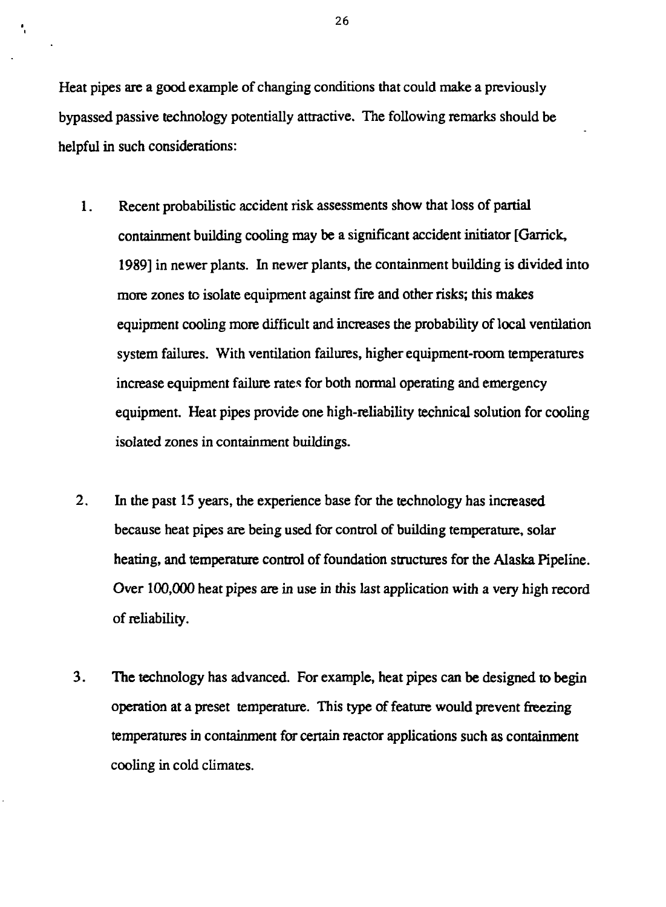Heat pipes are a good example of changing conditions that could make a previously bypassed passive technology potentially attractive. The following remarks should be helpful in such considerations:

1. Recent probabilistic accident risk assessments show that loss of partial containment building cooling may be a significant accident initiator [Garrick, 1989] in newer plants. In newer plants, the containment building is divided into more zones to isolate equipment against fire and other risks; this makes equipment cooling more difficult and increases the probability of local ventilation system failures. With ventilation failures, higher equipment-room temperatures increase equipment failure rates for both normal operating and emergency equipment. Heat pipes provide one high-reliability technical solution for cooling isolated zones in containment buildings.

2. In the past 15 years, the experience base for the technology has increased because heat pipes are being used for control of building temperature, solar heating, and temperature control of foundation structures for the Alaska Pipeline. Over 100,000 heat pipes are in use in this last application with a very high record of reliability.

3. The technology has advanced. For example, heat pipes can be designed to begin operation at a preset temperature. This type of feature would prevent freezing temperatures in containment for certain reactor applications such as containment cooling in cold climates.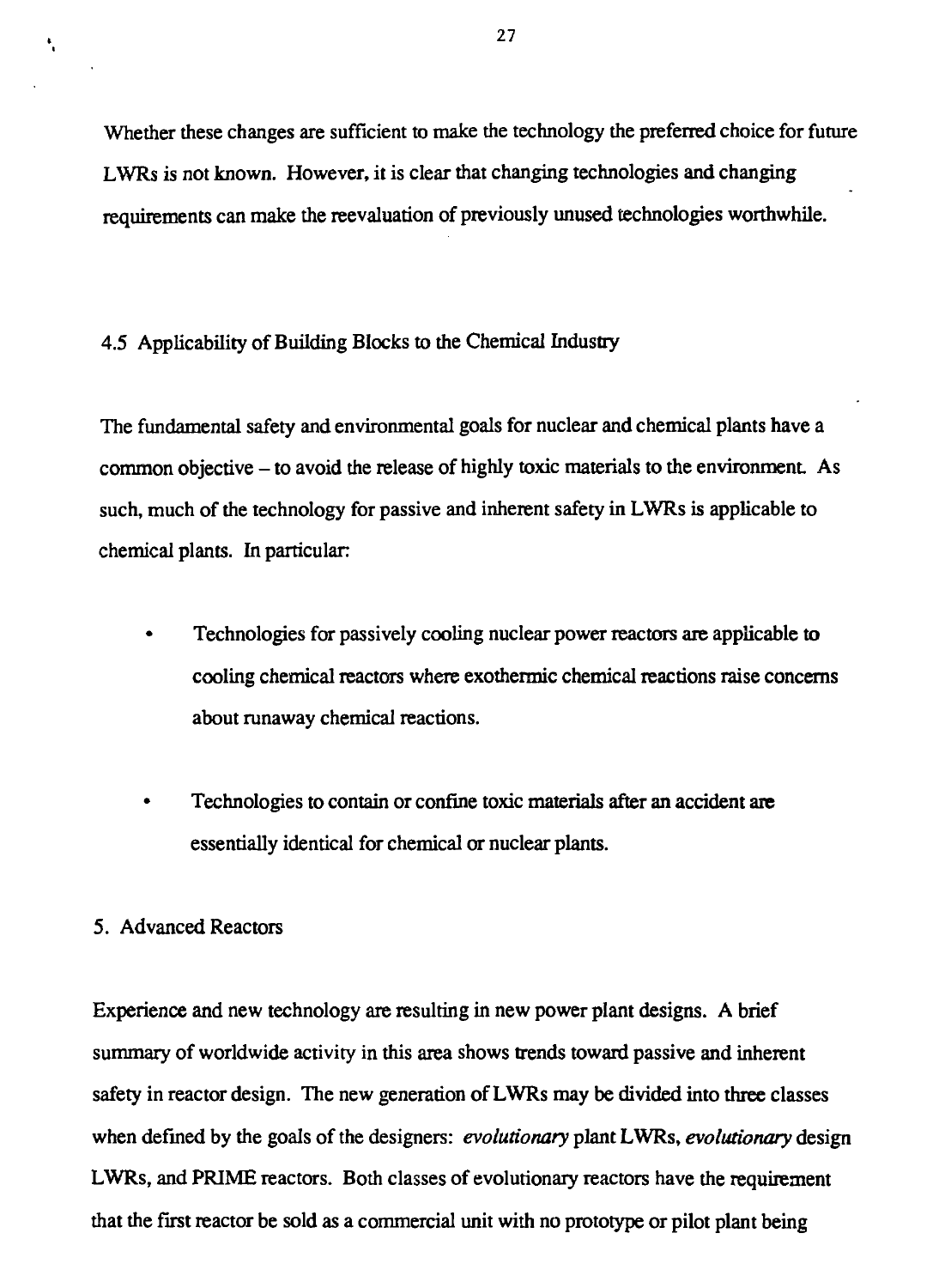Whether these changes are sufficient to make the technology the preferred choice for future LWRs is not known. However, it is clear that changing technologies and changing requirements can make the reevaluation of previously unused technologies worthwhile.

### 4.5 Applicability of Building Blocks to the Chemical Industry

The fundamental safety and environmental goals for nuclear and chemical plants have a common objective – to avoid the release of highly toxic materials to the environment. As such, much of the technology for passive and inherent safety in LWRs is applicable to chemical plants. In particular:

- Technologies for passively cooling nuclear power reactors are applicable to cooling chemical reactors where exothermic chemical reactions raise concerns about runaway chemical reactions.
- Technologies to contain or confine toxic materials after an accident are essentially identical for chemical or nuclear plants.

## 5. Advanced Reactors

Experience and new technology are resulting in new power plant designs. A brief summary of worldwide activity in this area shows trends toward passive and inherent safety in reactor design. The new generation of LWRs may be divided into three classes when defined by the goals of the designers: *evolutionary* plant LWRs, *evolutionary* design LWRs, and PRIME reactors. Both classes of evolutionary reactors have the requirement that the first reactor be sold as a commercial unit with no prototype or pilot plant being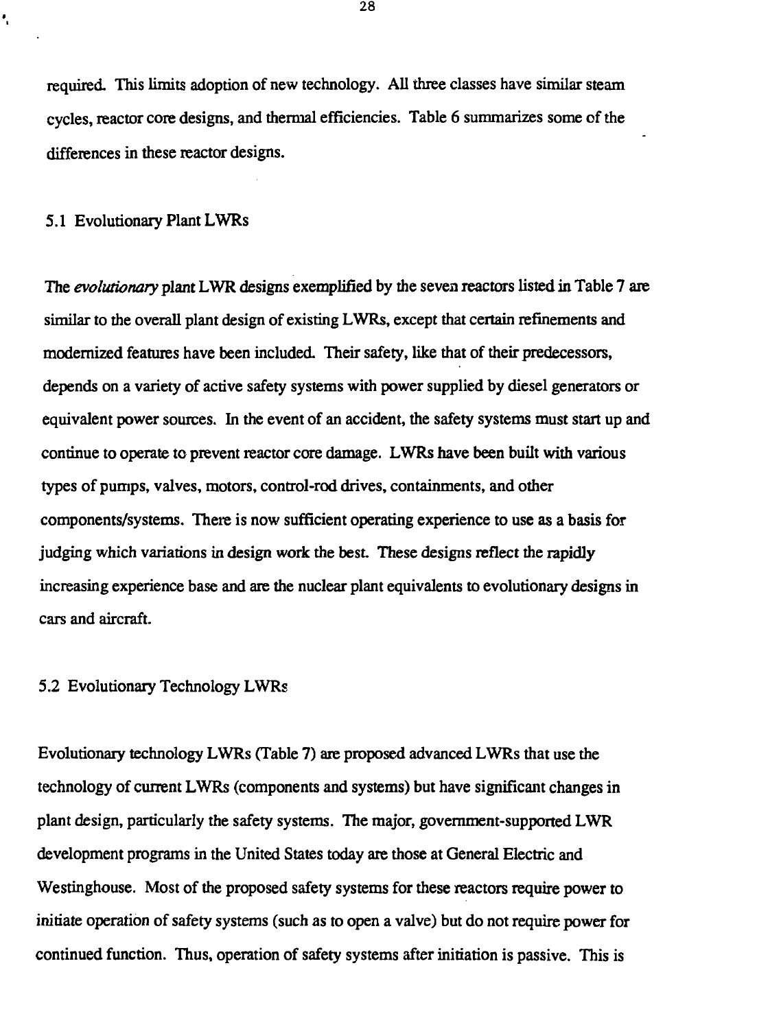required. This limits adoption of new technology. All three classes have similar steam cycles, reactor core designs, and thermal efficiencies. Table 6 summarizes some of the differences in these reactor designs.

### 5.1 Evolutionary Plant LWRs

The *evolutionary* plant LWR designs exemplified by the seven reactors listed in Table 7 are similar to the overall plant design of existing LWRs, except that certain refinements and modernized features have been included. Their safety, like that of their predecessors, depends on a variety of active safety systems with power supplied by diesel generators or equivalent power sources. In the event of an accident, the safety systems must start up and continue to operate to prevent reactor core damage. LWRs have been built with various types of pumps, valves, motors, control-rod drives, containments, and other components/systems. There is now sufficient operating experience to use as a basis for judging which variations in design work the best. These designs reflect the rapidly increasing experience base and are the nuclear plant equivalents to evolutionary designs in cars and aircraft.

### 5.2 Evolutionary Technology LWRs

Evolutionary technology LWRs (Table 7) are proposed advanced LWRs that use the technology of current LWRs (components and systems) but have significant changes in plant design, particularly the safety systems. The major, government-supported LWR development programs in the United States today are those at General Electric and Westinghouse. Most of the proposed safety systems for these reactors require power to initiate operation of safety systems (such as to open a valve) but do not require power for continued function. Thus, operation of safety systems after initiation is passive. This is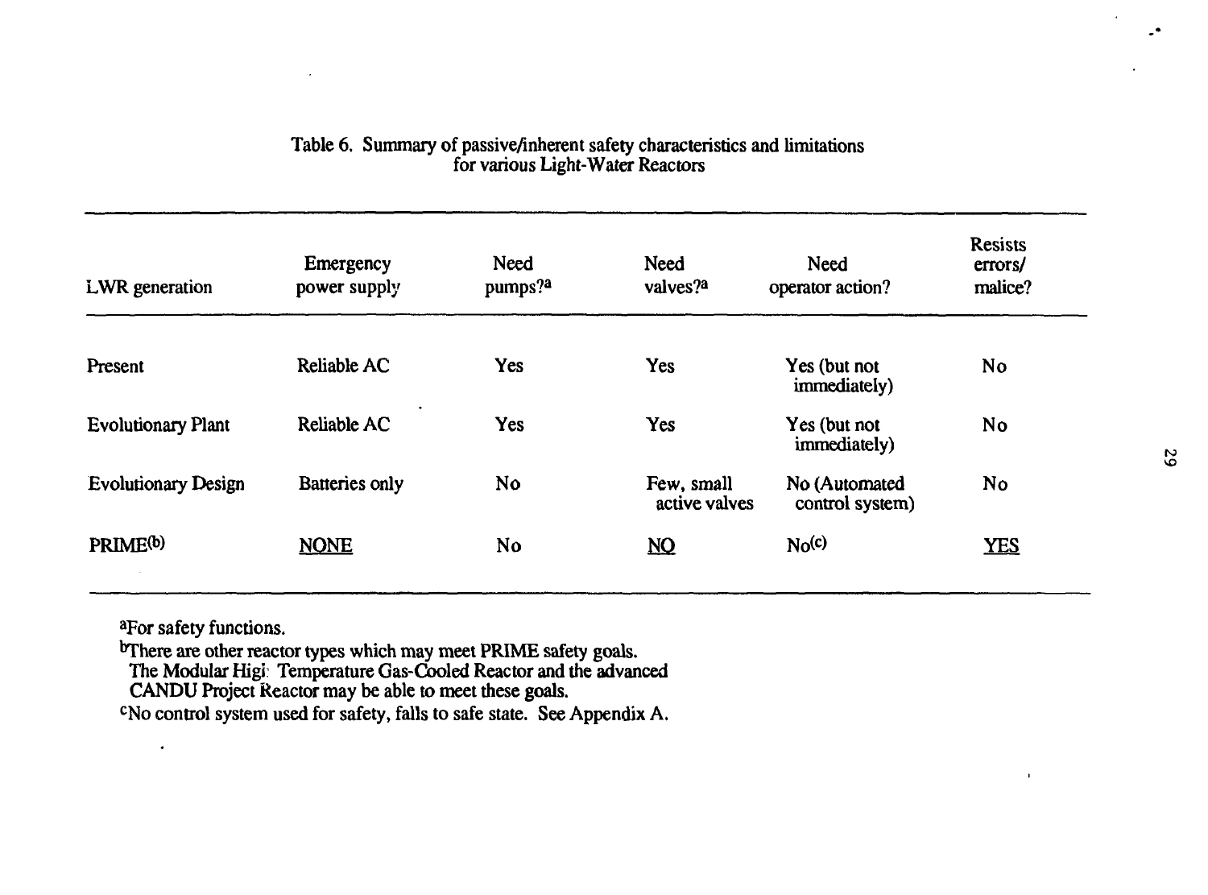Table 6. Summary of passive/inherent safety characteristics and limitations for various Light-Water Reactors

| LWR generation | Emergency power supply | Need pumps?[a] | Need valves?[a] | Need operator action? | Resists errors/ malice? |
|---|---|---|---|---|---|
| Present | Reliable AC | Yes | Yes | Yes (but not immediately) | No |
| Evolutionary Plant | Reliable AC | Yes | Yes | Yes (but not immediately) | No |
| Evolutionary Design | Batteries only | No | Few, small active valves | No (Automated control system) | No |
| PRIME[b] | <u>NONE</u> | No | <u>NO</u> | No[c] | <u>YES</u> |

[a]For safety functions.

[b]There are other reactor types which may meet PRIME safety goals. The Modular High Temperature Gas-Cooled Reactor and the advanced CANDU Project Reactor may be able to meet these goals.

[c]No control system used for safety, falls to safe state. See Appendix A.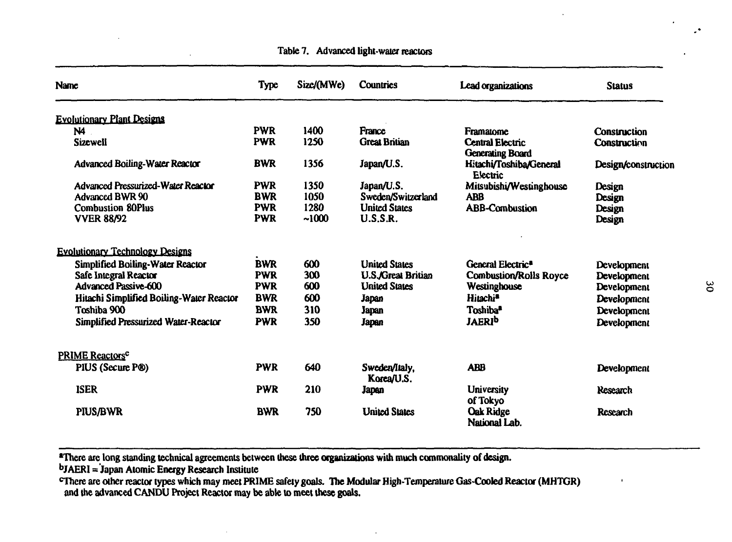Table 7. Advanced light-water reactors

| Name | Type | Size/(MWe) | Countries | Lead organizations | Status |
|---|---|---|---|---|---|
| Evolutionary Plant Designs | | | | | |
| N4 | PWR | 1400 | France | Framatome | Construction |
| Sizewell | PWR | 1250 | Great Britian | Central Electric Generating Board | Construction |
| Advanced Boiling-Water Reactor | BWR | 1356 | Japan/U.S. | Hitachi/Toshiba/General Electric | Design/construction |
| Advanced Pressurized-Water Reactor | PWR | 1350 | Japan/U.S. | Mitsubishi/Westinghouse | Design |
| Advanced BWR 90 | BWR | 1050 | Sweden/Switzerland | ABB | Design |
| Combustion 80Plus | PWR | 1280 | United States | ABB-Combustion | Design |
| VVER 88/92 | PWR | ~1000 | U.S.S.R. | | Design |
| Evolutionary Technology Designs | | | | | |
| Simplified Boiling-Water Reactor | BWR | 600 | United States | General Electric[a] | Development |
| Safe Integral Reactor | PWR | 300 | U.S./Great Britian | Combustion/Rolls Royce | Development |
| Advanced Passive-600 | PWR | 600 | United States | Westinghouse | Development |
| Hitachi Simplified Boiling-Water Reactor | BWR | 600 | Japan | Hitachi[a] | Development |
| Toshiba 900 | BWR | 310 | Japan | Toshiba[a] | Development |
| Simplified Pressurized Water-Reactor | PWR | 350 | Japan | JAERI[b] | Development |
| PRIME Reactors[c] | | | | | |
| PIUS (Secure P®) | PWR | 640 | Sweden/Italy, Korea/U.S. | ABB | Development |
| ISER | PWR | 210 | Japan | University of Tokyo | Research |
| PIUS/BWR | BWR | 750 | United States | Oak Ridge National Lab. | Research |

[a]There are long standing technical agreements between these three organizations with much commonality of design.

[b]JAERI = Japan Atomic Energy Research Institute

[c]There are other reactor types which may meet PRIME safety goals. The Modular High-Temperature Gas-Cooled Reactor (MHTGR) and the advanced CANDU Project Reactor may be able to meet these goals.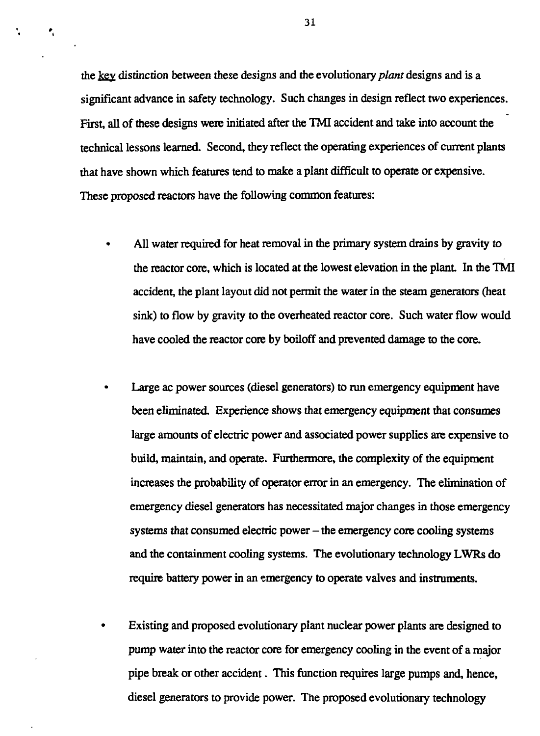the key distinction between these designs and the evolutionary *plant* designs and is a significant advance in safety technology. Such changes in design reflect two experiences. First, all of these designs were initiated after the TMI accident and take into account the technical lessons learned. Second, they reflect the operating experiences of current plants that have shown which features tend to make a plant difficult to operate or expensive. These proposed reactors have the following common features:

- All water required for heat removal in the primary system drains by gravity to the reactor core, which is located at the lowest elevation in the plant. In the TMI accident, the plant layout did not permit the water in the steam generators (heat sink) to flow by gravity to the overheated reactor core. Such water flow would have cooled the reactor core by boiloff and prevented damage to the core.

- Large ac power sources (diesel generators) to run emergency equipment have been eliminated. Experience shows that emergency equipment that consumes large amounts of electric power and associated power supplies are expensive to build, maintain, and operate. Furthermore, the complexity of the equipment increases the probability of operator error in an emergency. The elimination of emergency diesel generators has necessitated major changes in those emergency systems that consumed electric power – the emergency core cooling systems and the containment cooling systems. The evolutionary technology LWRs do require battery power in an emergency to operate valves and instruments.

- Existing and proposed evolutionary plant nuclear power plants are designed to pump water into the reactor core for emergency cooling in the event of a major pipe break or other accident . This function requires large pumps and, hence, diesel generators to provide power. The proposed evolutionary technology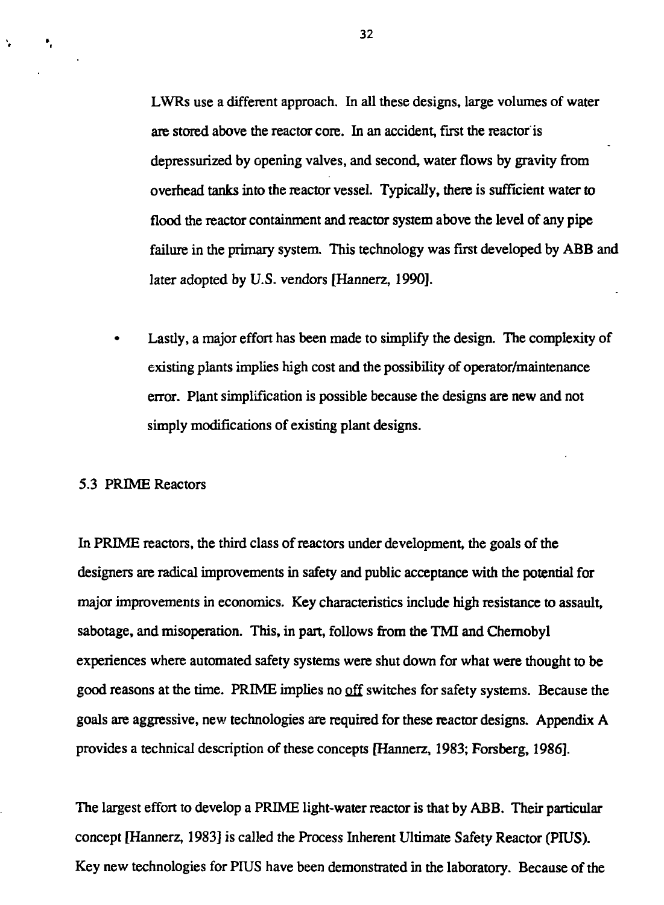LWRs use a different approach. In all these designs, large volumes of water are stored above the reactor core. In an accident, first the reactor is depressurized by opening valves, and second, water flows by gravity from overhead tanks into the reactor vessel. Typically, there is sufficient water to flood the reactor containment and reactor system above the level of any pipe failure in the primary system. This technology was first developed by ABB and later adopted by U.S. vendors [Hannerz, 1990].

- Lastly, a major effort has been made to simplify the design. The complexity of existing plants implies high cost and the possibility of operator/maintenance error. Plant simplification is possible because the designs are new and not simply modifications of existing plant designs.

5.3 PRIME Reactors

In PRIME reactors, the third class of reactors under development, the goals of the designers are radical improvements in safety and public acceptance with the potential for major improvements in economics. Key characteristics include high resistance to assault, sabotage, and misoperation. This, in part, follows from the TMI and Chernobyl experiences where automated safety systems were shut down for what were thought to be good reasons at the time. PRIME implies no off switches for safety systems. Because the goals are aggressive, new technologies are required for these reactor designs. Appendix A provides a technical description of these concepts [Hannerz, 1983; Forsberg, 1986].

The largest effort to develop a PRIME light-water reactor is that by ABB. Their particular concept [Hannerz, 1983] is called the Process Inherent Ultimate Safety Reactor (PIUS). Key new technologies for PIUS have been demonstrated in the laboratory. Because of the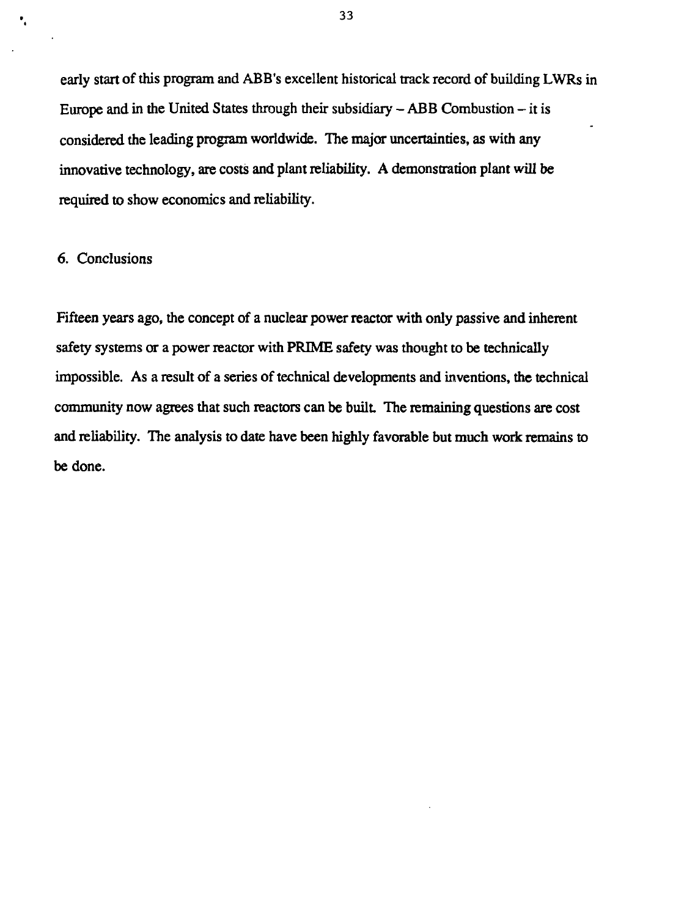early start of this program and ABB's excellent historical track record of building LWRs in Europe and in the United States through their subsidiary – ABB Combustion – it is considered the leading program worldwide. The major uncertainties, as with any innovative technology, are costs and plant reliability. A demonstration plant will be required to show economics and reliability.

## 6. Conclusions

Fifteen years ago, the concept of a nuclear power reactor with only passive and inherent safety systems or a power reactor with PRIME safety was thought to be technically impossible. As a result of a series of technical developments and inventions, the technical community now agrees that such reactors can be built. The remaining questions are cost and reliability. The analysis to date have been highly favorable but much work remains to be done.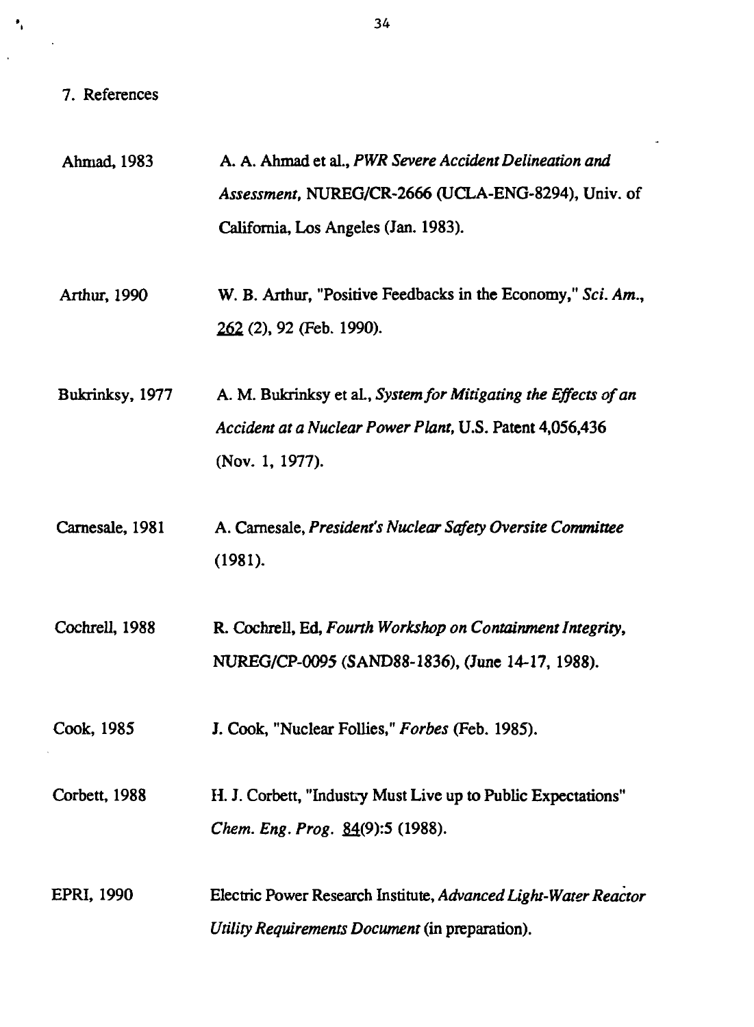## 7. References

Ahmad, 1983 A. A. Ahmad et al., *PWR Severe Accident Delineation and Assessment*, NUREG/CR-2666 (UCLA-ENG-8294), Univ. of California, Los Angeles (Jan. 1983).

Arthur, 1990 W. B. Arthur, "Positive Feedbacks in the Economy," *Sci. Am.*, 262 (2), 92 (Feb. 1990).

Bukrinksy, 1977 A. M. Bukrinksy et al., *System for Mitigating the Effects of an Accident at a Nuclear Power Plant*, U.S. Patent 4,056,436 (Nov. 1, 1977).

Carnesale, 1981 A. Carnesale, *President's Nuclear Safety Oversite Committee* (1981).

Cochrell, 1988 R. Cochrell, Ed, *Fourth Workshop on Containment Integrity*, NUREG/CP-0095 (SAND88-1836), (June 14-17, 1988).

Cook, 1985 J. Cook, "Nuclear Follies," *Forbes* (Feb. 1985).

Corbett, 1988 H. J. Corbett, "Industry Must Live up to Public Expectations" *Chem. Eng. Prog.* 84(9):5 (1988).

EPRI, 1990 Electric Power Research Institute, *Advanced Light-Water Reactor Utility Requirements Document* (in preparation).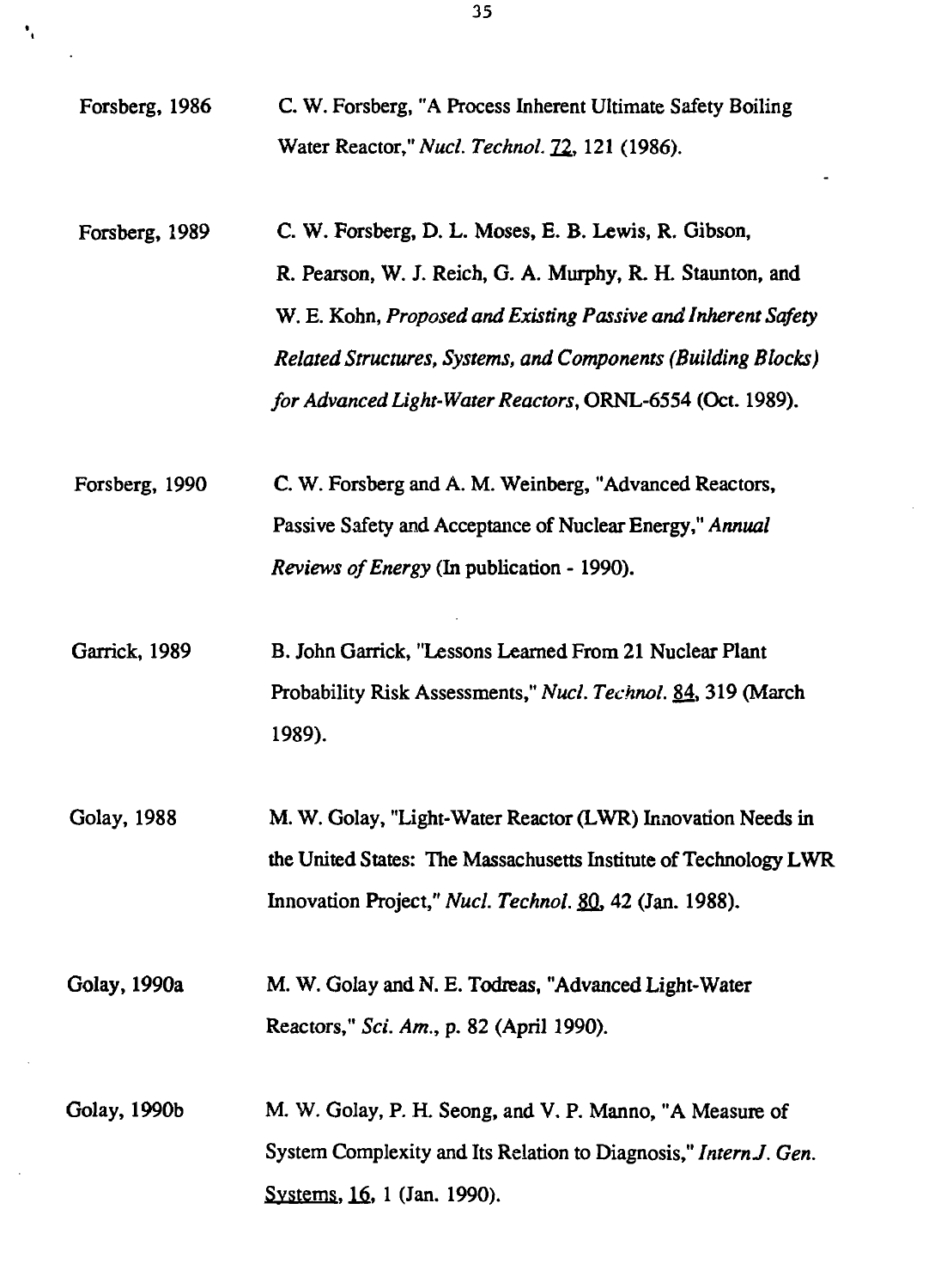Forsberg, 1986 C. W. Forsberg, "A Process Inherent Ultimate Safety Boiling Water Reactor," *Nucl. Technol.* 72, 121 (1986).

Forsberg, 1989 C. W. Forsberg, D. L. Moses, E. B. Lewis, R. Gibson, R. Pearson, W. J. Reich, G. A. Murphy, R. H. Staunton, and W. E. Kohn, *Proposed and Existing Passive and Inherent Safety Related Structures, Systems, and Components (Building Blocks) for Advanced Light-Water Reactors*, ORNL-6554 (Oct. 1989).

Forsberg, 1990 C. W. Forsberg and A. M. Weinberg, "Advanced Reactors, Passive Safety and Acceptance of Nuclear Energy," *Annual Reviews of Energy* (In publication - 1990).

Garrick, 1989 B. John Garrick, "Lessons Learned From 21 Nuclear Plant Probability Risk Assessments," *Nucl. Technol.* 84, 319 (March 1989).

Golay, 1988 M. W. Golay, "Light-Water Reactor (LWR) Innovation Needs in the United States: The Massachusetts Institute of Technology LWR Innovation Project," *Nucl. Technol.* 80, 42 (Jan. 1988).

Golay, 1990a M. W. Golay and N. E. Todreas, "Advanced Light-Water Reactors," *Sci. Am.*, p. 82 (April 1990).

Golay, 1990b M. W. Golay, P. H. Seong, and V. P. Manno, "A Measure of System Complexity and Its Relation to Diagnosis," *Intern J. Gen. Systems*, 16, 1 (Jan. 1990).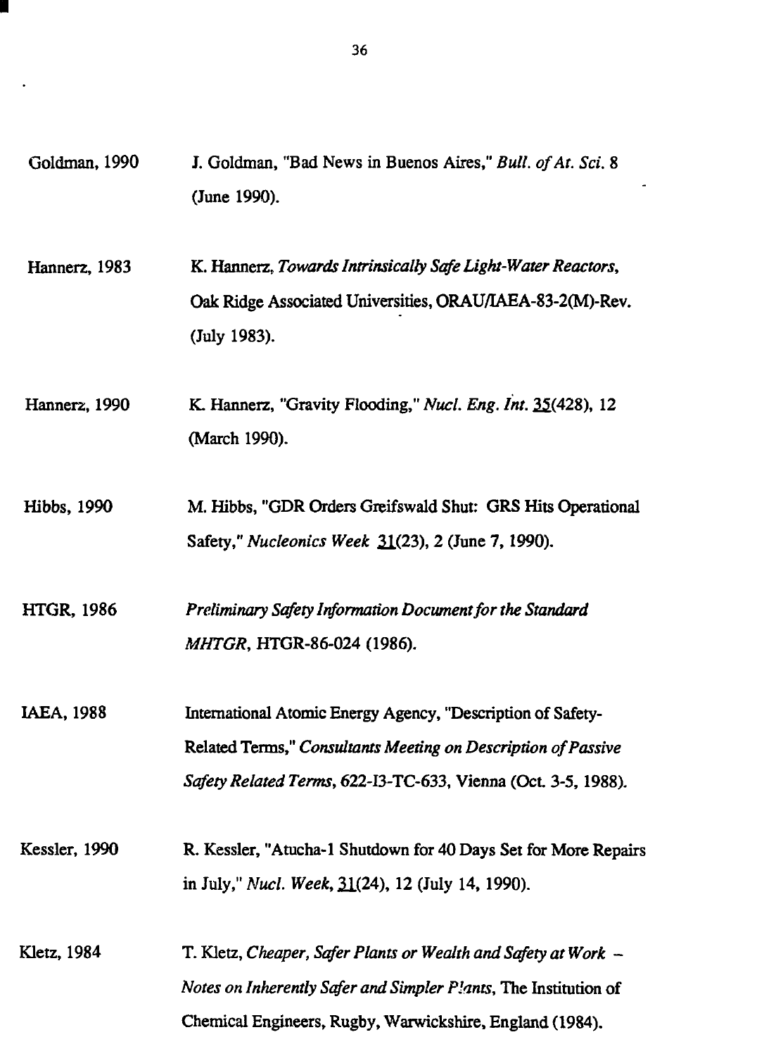Goldman, 1990 J. Goldman, "Bad News in Buenos Aires," *Bull. of At. Sci.* 8 (June 1990).

Hannerz, 1983 K. Hannerz, *Towards Intrinsically Safe Light-Water Reactors*, Oak Ridge Associated Universities, ORAU/IAEA-83-2(M)-Rev. (July 1983).

Hannerz, 1990 K. Hannerz, "Gravity Flooding," *Nucl. Eng. Int.* 35(428), 12 (March 1990).

Hibbs, 1990 M. Hibbs, "GDR Orders Greifswald Shut: GRS Hits Operational Safety," *Nucleonics Week* 31(23), 2 (June 7, 1990).

HTGR, 1986 *Preliminary Safety Information Document for the Standard MHTGR*, HTGR-86-024 (1986).

IAEA, 1988 International Atomic Energy Agency, "Description of Safety-Related Terms," *Consultants Meeting on Description of Passive Safety Related Terms*, 622-I3-TC-633, Vienna (Oct. 3-5, 1988).

Kessler, 1990 R. Kessler, "Atucha-1 Shutdown for 40 Days Set for More Repairs in July," *Nucl. Week*, 31(24), 12 (July 14, 1990).

Kletz, 1984 T. Kletz, *Cheaper, Safer Plants or Wealth and Safety at Work – Notes on Inherently Safer and Simpler Plants*, The Institution of Chemical Engineers, Rugby, Warwickshire, England (1984).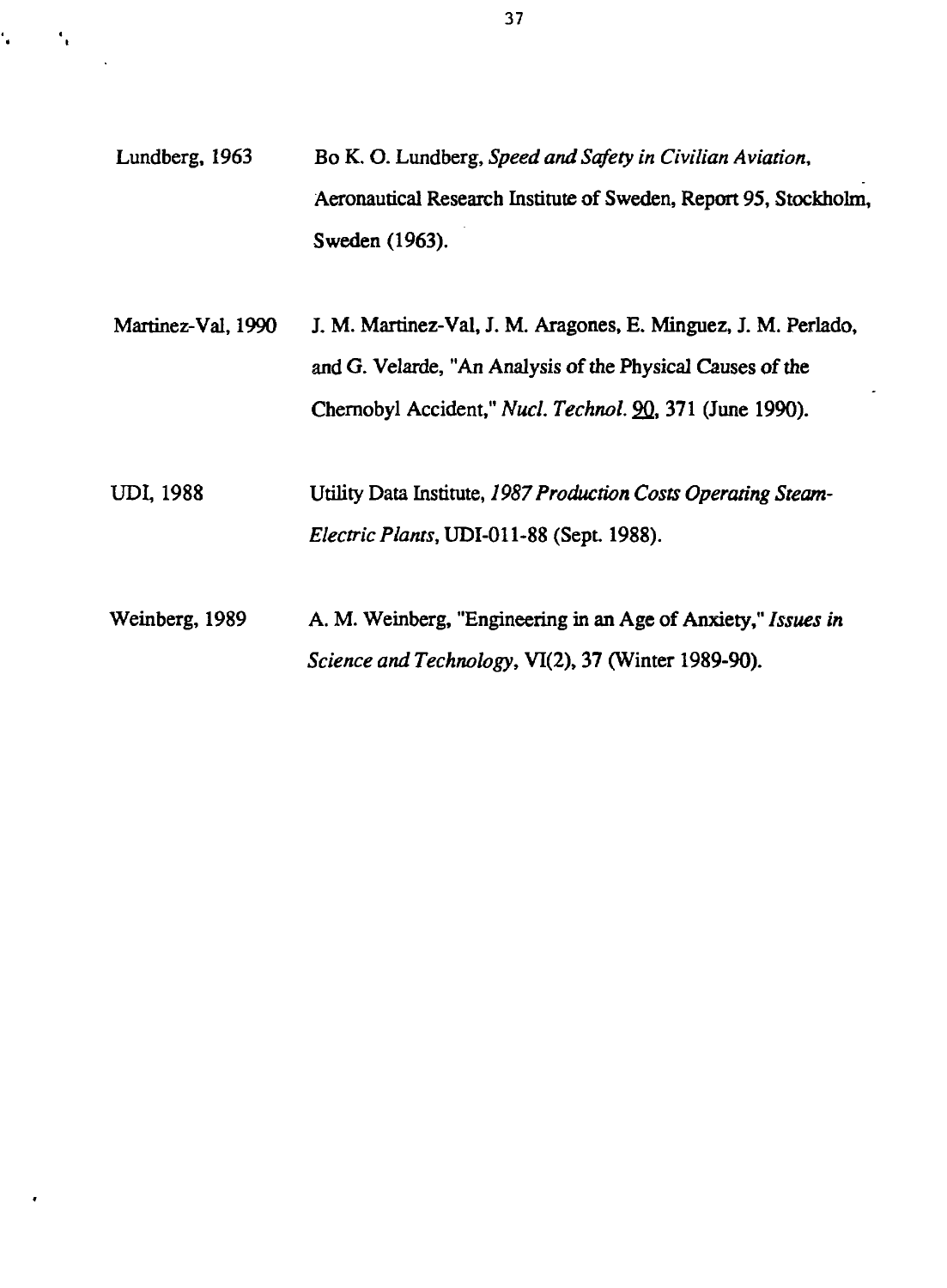Lundberg, 1963 Bo K. O. Lundberg, *Speed and Safety in Civilian Aviation*, Aeronautical Research Institute of Sweden, Report 95, Stockholm, Sweden (1963).

Martinez-Val, 1990 J. M. Martinez-Val, J. M. Aragones, E. Minguez, J. M. Perlado, and G. Velarde, "An Analysis of the Physical Causes of the Chernobyl Accident," *Nucl. Technol.* 90, 371 (June 1990).

UDI, 1988 Utility Data Institute, *1987 Production Costs Operating Steam-Electric Plants*, UDI-011-88 (Sept. 1988).

Weinberg, 1989 A. M. Weinberg, "Engineering in an Age of Anxiety," *Issues in Science and Technology*, VI(2), 37 (Winter 1989-90).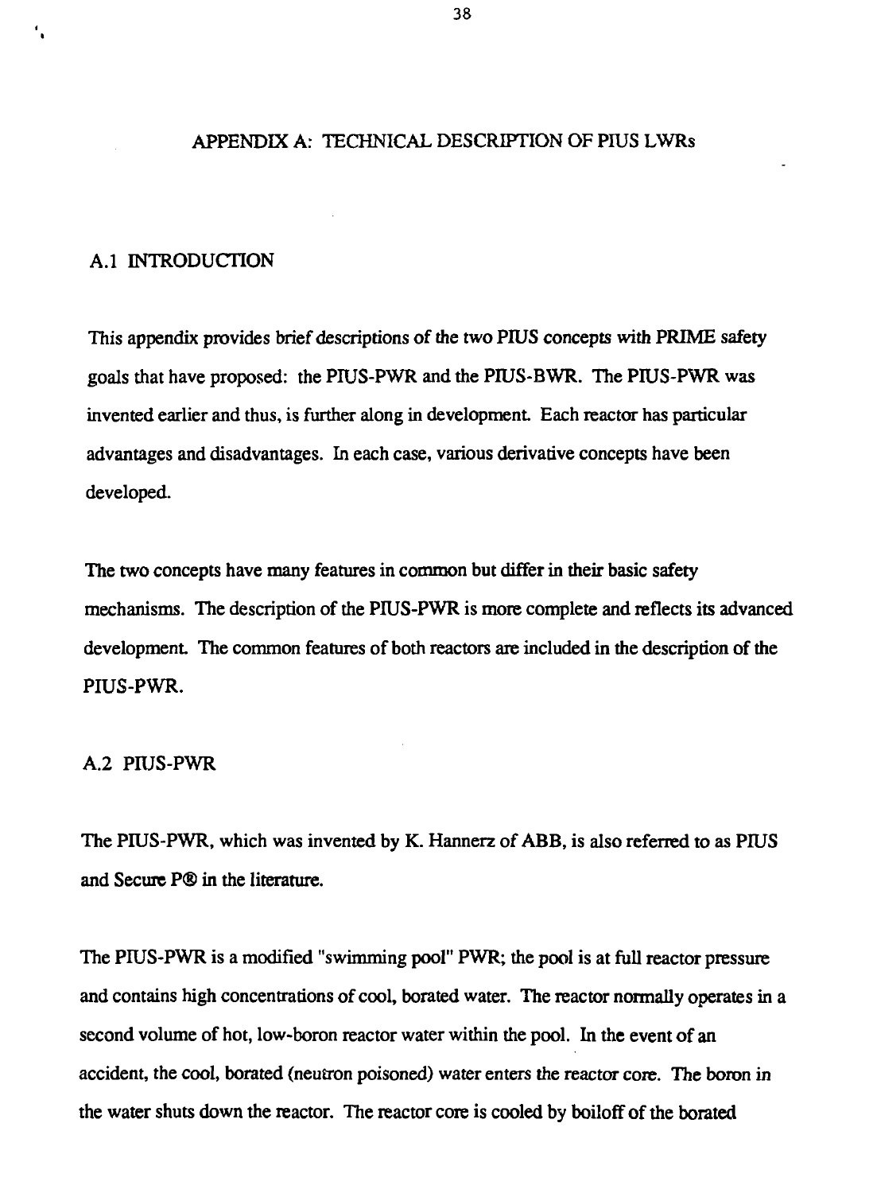# APPENDIX A: TECHNICAL DESCRIPTION OF PIUS LWRs

## A.1 INTRODUCTION

This appendix provides brief descriptions of the two PIUS concepts with PRIME safety goals that have proposed: the PIUS-PWR and the PIUS-BWR. The PIUS-PWR was invented earlier and thus, is further along in development. Each reactor has particular advantages and disadvantages. In each case, various derivative concepts have been developed.

The two concepts have many features in common but differ in their basic safety mechanisms. The description of the PIUS-PWR is more complete and reflects its advanced development. The common features of both reactors are included in the description of the PIUS-PWR.

## A.2 PIUS-PWR

The PIUS-PWR, which was invented by K. Hannerz of ABB, is also referred to as PIUS and Secure P® in the literature.

The PIUS-PWR is a modified "swimming pool" PWR; the pool is at full reactor pressure and contains high concentrations of cool, borated water. The reactor normally operates in a second volume of hot, low-boron reactor water within the pool. In the event of an accident, the cool, borated (neutron poisoned) water enters the reactor core. The boron in the water shuts down the reactor. The reactor core is cooled by boiloff of the borated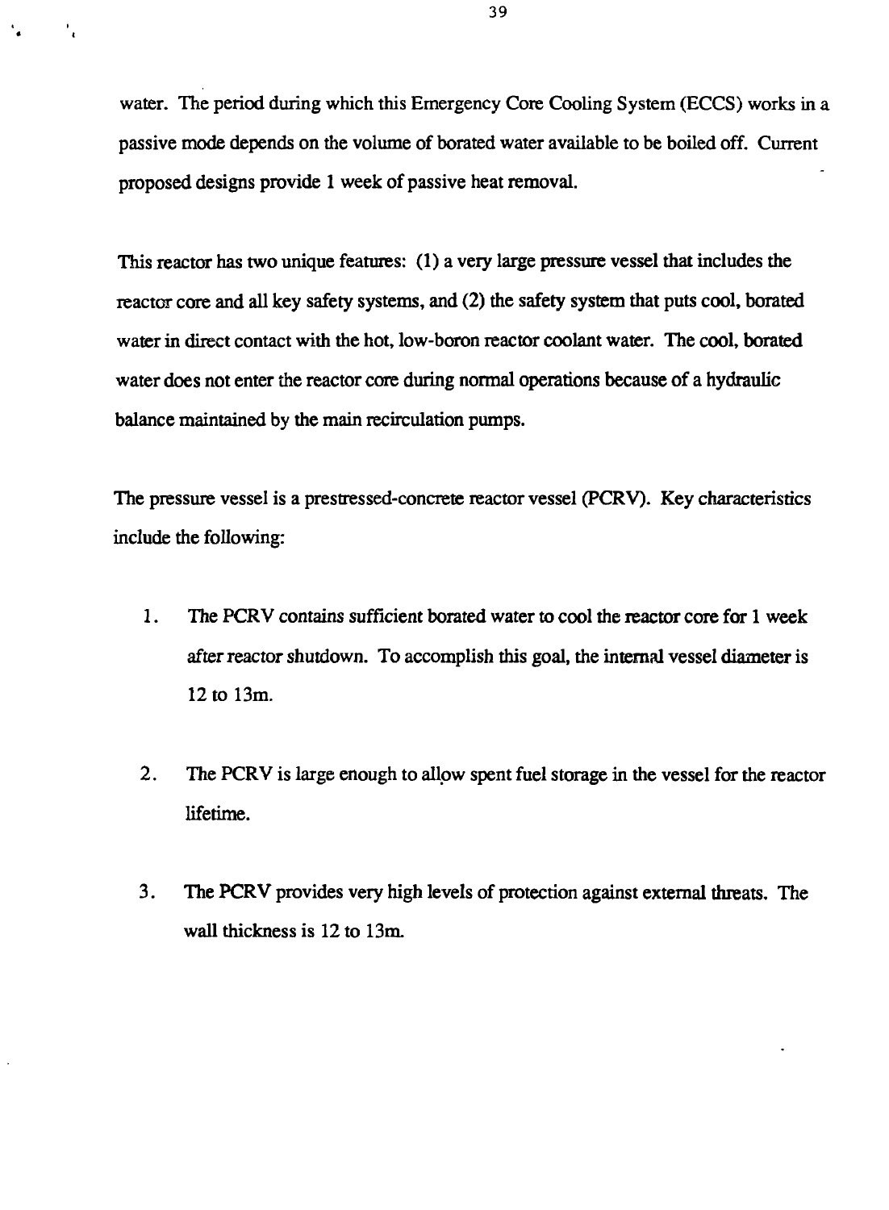water. The period during which this Emergency Core Cooling System (ECCS) works in a passive mode depends on the volume of borated water available to be boiled off. Current proposed designs provide 1 week of passive heat removal.

This reactor has two unique features: (1) a very large pressure vessel that includes the reactor core and all key safety systems, and (2) the safety system that puts cool, borated water in direct contact with the hot, low-boron reactor coolant water. The cool, borated water does not enter the reactor core during normal operations because of a hydraulic balance maintained by the main recirculation pumps.

The pressure vessel is a prestressed-concrete reactor vessel (PCRV). Key characteristics include the following:

1. The PCRV contains sufficient borated water to cool the reactor core for 1 week after reactor shutdown. To accomplish this goal, the internal vessel diameter is 12 to 13m.

2. The PCRV is large enough to allow spent fuel storage in the vessel for the reactor lifetime.

3. The PCRV provides very high levels of protection against external threats. The wall thickness is 12 to 13m.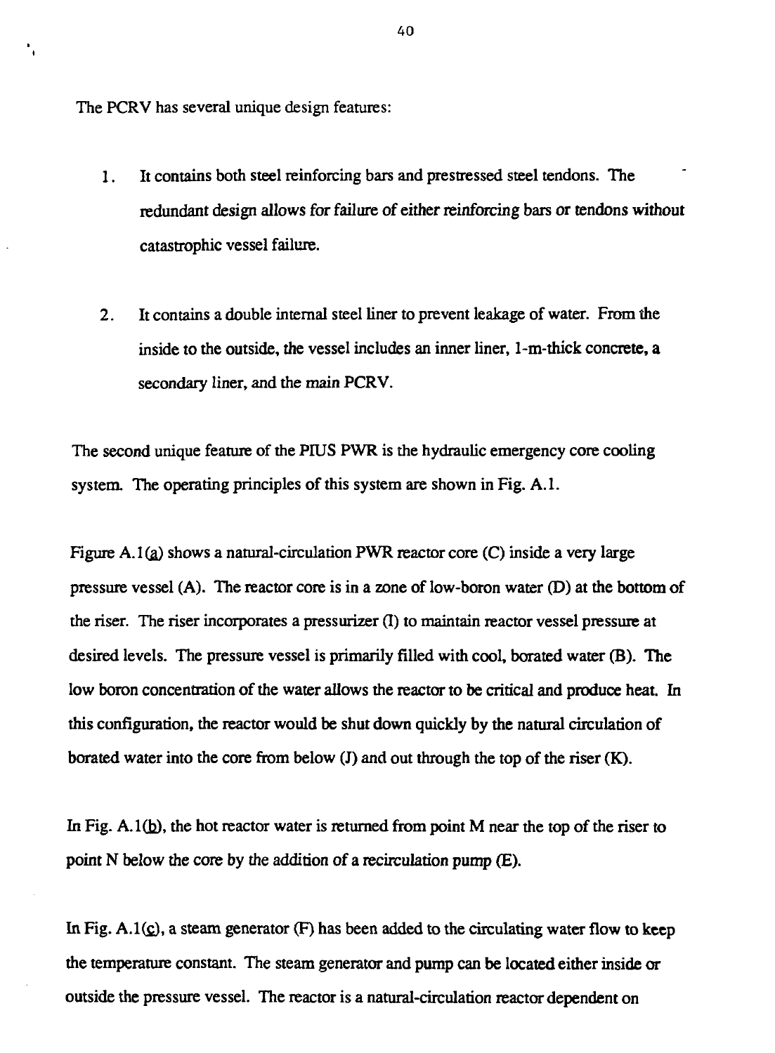The PCRV has several unique design features:

1. It contains both steel reinforcing bars and prestressed steel tendons. The redundant design allows for failure of either reinforcing bars or tendons without catastrophic vessel failure.

2. It contains a double internal steel liner to prevent leakage of water. From the inside to the outside, the vessel includes an inner liner, 1-m-thick concrete, a secondary liner, and the main PCRV.

The second unique feature of the PIUS PWR is the hydraulic emergency core cooling system. The operating principles of this system are shown in Fig. A.1.

Figure A.1(a) shows a natural-circulation PWR reactor core (C) inside a very large pressure vessel (A). The reactor core is in a zone of low-boron water (D) at the bottom of the riser. The riser incorporates a pressurizer (I) to maintain reactor vessel pressure at desired levels. The pressure vessel is primarily filled with cool, borated water (B). The low boron concentration of the water allows the reactor to be critical and produce heat. In this configuration, the reactor would be shut down quickly by the natural circulation of borated water into the core from below (J) and out through the top of the riser (K).

In Fig. A.1(b), the hot reactor water is returned from point M near the top of the riser to point N below the core by the addition of a recirculation pump (E).

In Fig. A.1(c), a steam generator (F) has been added to the circulating water flow to keep the temperature constant. The steam generator and pump can be located either inside or outside the pressure vessel. The reactor is a natural-circulation reactor dependent on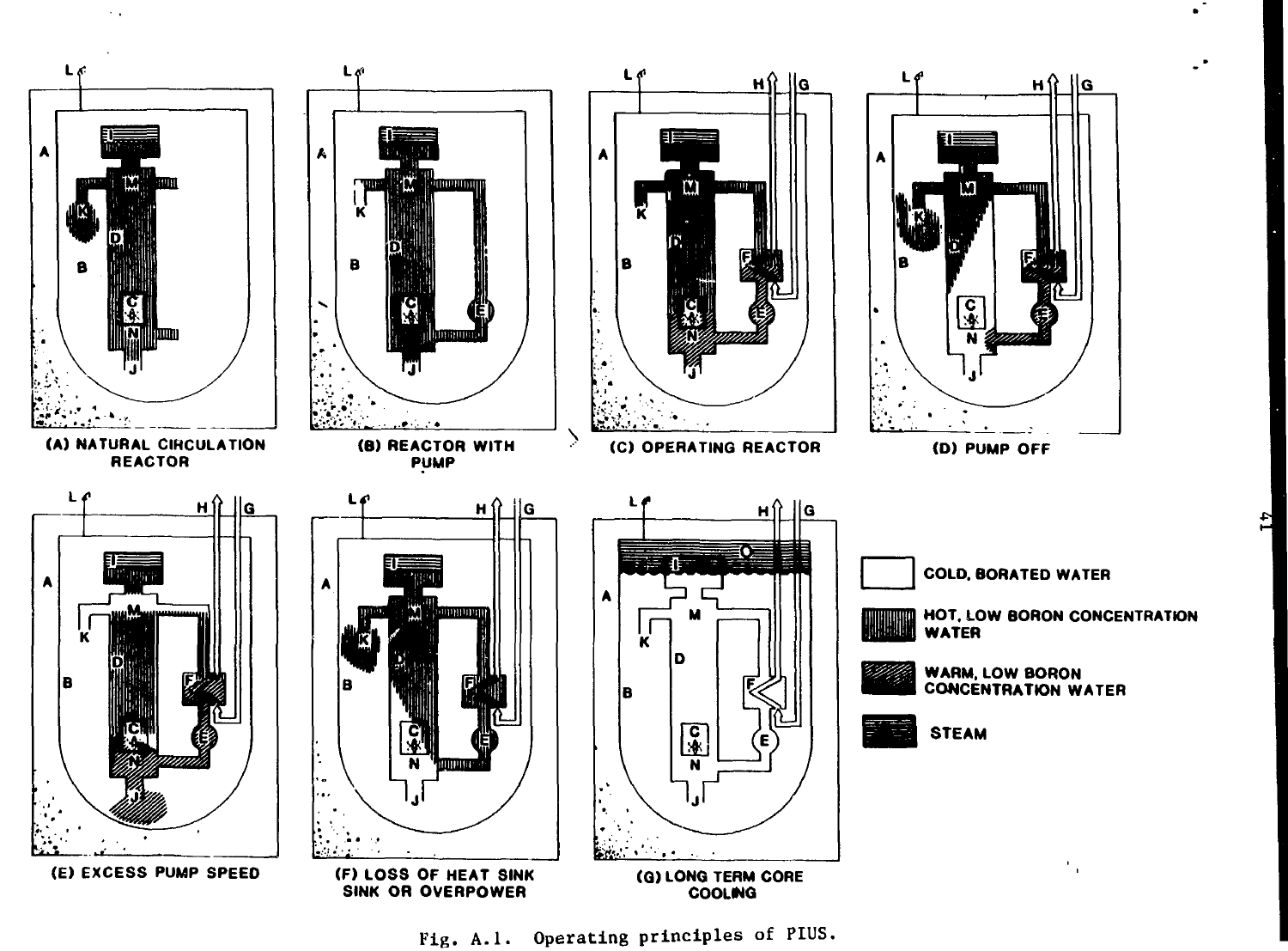Fig. A.1. Operating principles of PIUS.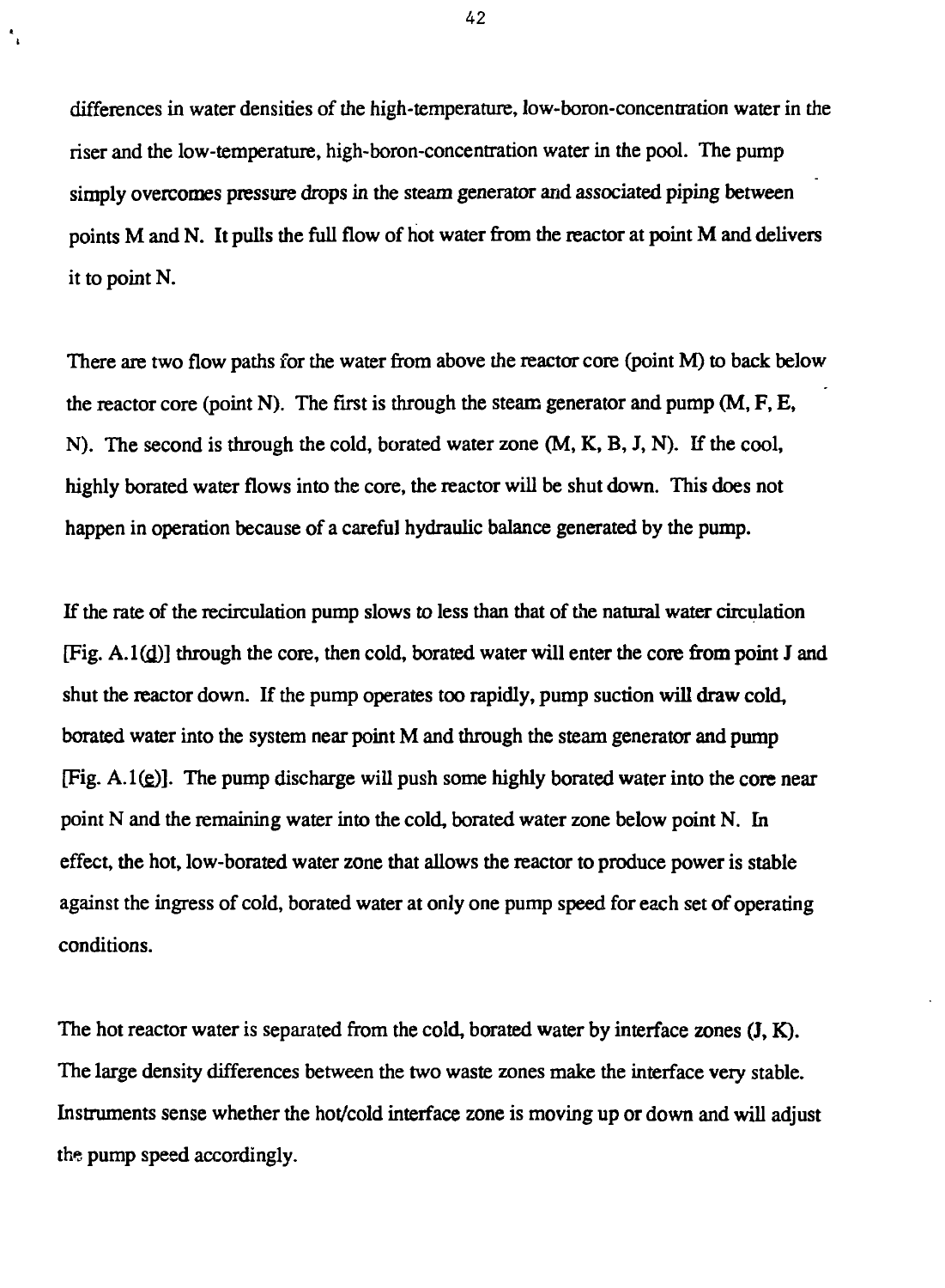differences in water densities of the high-temperature, low-boron-concentration water in the riser and the low-temperature, high-boron-concentration water in the pool. The pump simply overcomes pressure drops in the steam generator and associated piping between points M and N. It pulls the full flow of hot water from the reactor at point M and delivers it to point N.

There are two flow paths for the water from above the reactor core (point M) to back below the reactor core (point N). The first is through the steam generator and pump (M, F, E, N). The second is through the cold, borated water zone (M, K, B, J, N). If the cool, highly borated water flows into the core, the reactor will be shut down. This does not happen in operation because of a careful hydraulic balance generated by the pump.

If the rate of the recirculation pump slows to less than that of the natural water circulation [Fig. A.1(d)] through the core, then cold, borated water will enter the core from point J and shut the reactor down. If the pump operates too rapidly, pump suction will draw cold, borated water into the system near point M and through the steam generator and pump [Fig. A.1(e)]. The pump discharge will push some highly borated water into the core near point N and the remaining water into the cold, borated water zone below point N. In effect, the hot, low-borated water zone that allows the reactor to produce power is stable against the ingress of cold, borated water at only one pump speed for each set of operating conditions.

The hot reactor water is separated from the cold, borated water by interface zones (J, K). The large density differences between the two waste zones make the interface very stable. Instruments sense whether the hot/cold interface zone is moving up or down and will adjust the pump speed accordingly.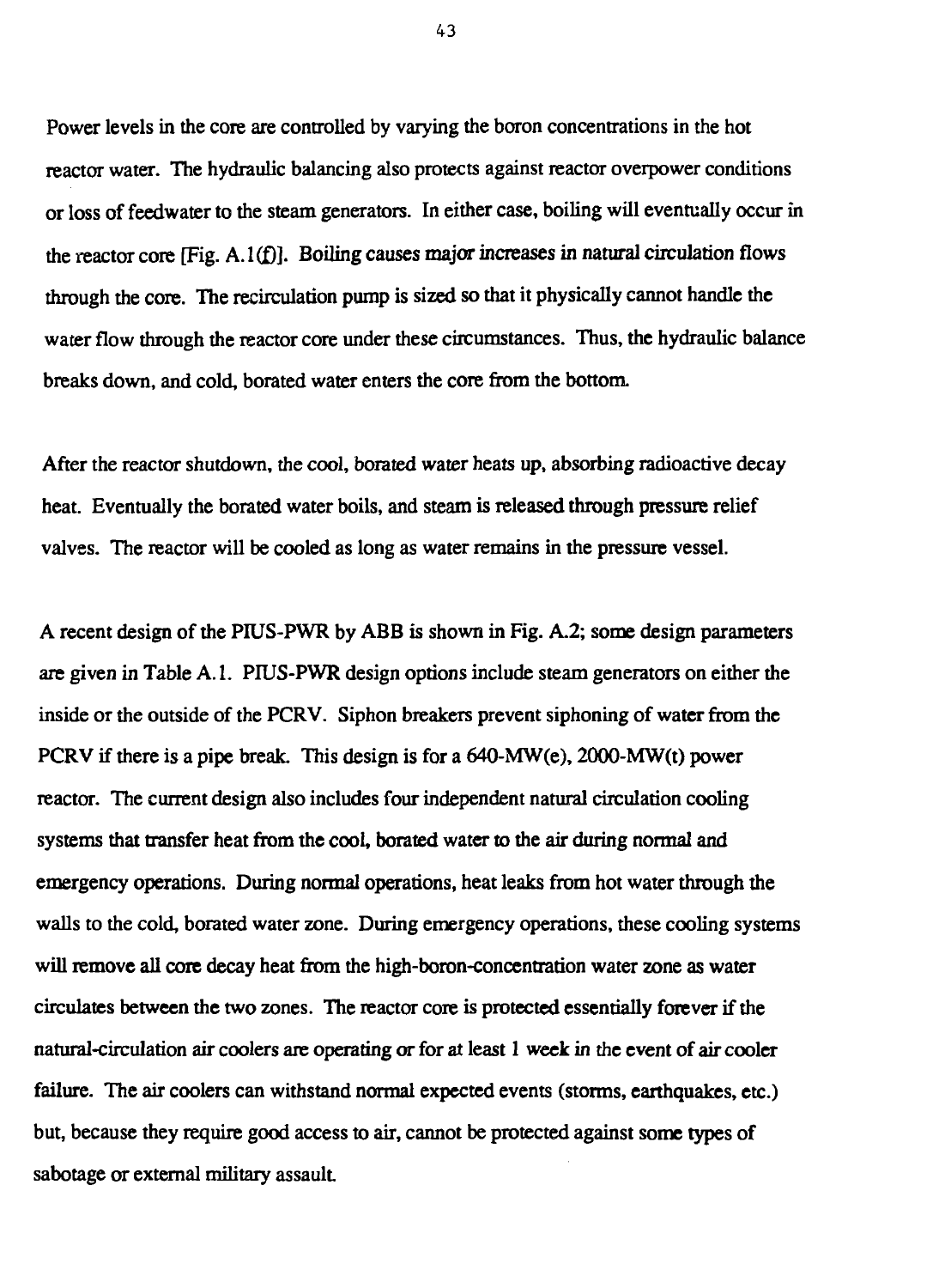Power levels in the core are controlled by varying the boron concentrations in the hot reactor water. The hydraulic balancing also protects against reactor overpower conditions or loss of feedwater to the steam generators. In either case, boiling will eventually occur in the reactor core [Fig. A.1(f)]. Boiling causes major increases in natural circulation flows through the core. The recirculation pump is sized so that it physically cannot handle the water flow through the reactor core under these circumstances. Thus, the hydraulic balance breaks down, and cold, borated water enters the core from the bottom.

After the reactor shutdown, the cool, borated water heats up, absorbing radioactive decay heat. Eventually the borated water boils, and steam is released through pressure relief valves. The reactor will be cooled as long as water remains in the pressure vessel.

A recent design of the PIUS-PWR by ABB is shown in Fig. A.2; some design parameters are given in Table A.1. PIUS-PWR design options include steam generators on either the inside or the outside of the PCRV. Siphon breakers prevent siphoning of water from the PCRV if there is a pipe break. This design is for a 640-MW(e), 2000-MW(t) power reactor. The current design also includes four independent natural circulation cooling systems that transfer heat from the cool, borated water to the air during normal and emergency operations. During normal operations, heat leaks from hot water through the walls to the cold, borated water zone. During emergency operations, these cooling systems will remove all core decay heat from the high-boron-concentration water zone as water circulates between the two zones. The reactor core is protected essentially forever if the natural-circulation air coolers are operating or for at least 1 week in the event of air cooler failure. The air coolers can withstand normal expected events (storms, earthquakes, etc.) but, because they require good access to air, cannot be protected against some types of sabotage or external military assault.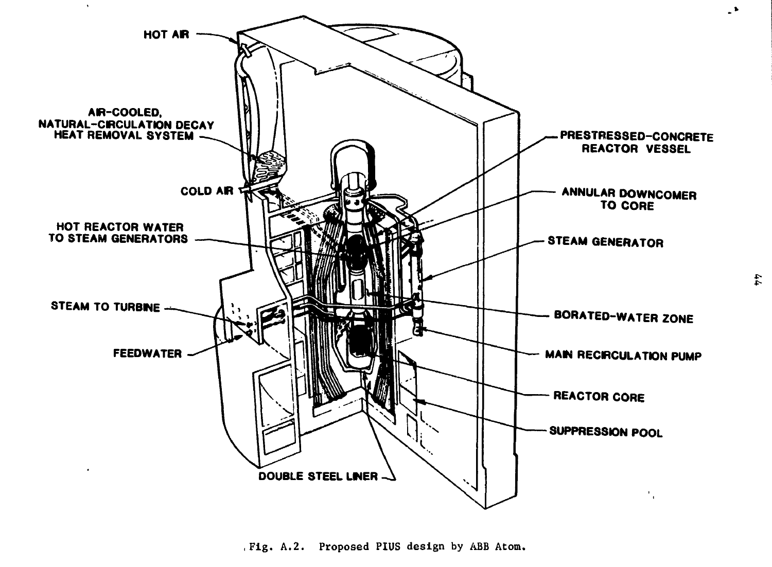HOT AIR

AIR-COOLED, NATURAL-CIRCULATION DECAY HEAT REMOVAL SYSTEM

COLD AIR

HOT REACTOR WATER TO STEAM GENERATORS

STEAM TO TURBINE

FEEDWATER

DOUBLE STEEL LINER

PRESTRESSED-CONCRETE REACTOR VESSEL

ANNULAR DOWNCOMER TO CORE

STEAM GENERATOR

BORATED-WATER ZONE

MAIN RECIRCULATION PUMP

REACTOR CORE

SUPPRESSION POOL

Fig. A.2. Proposed PIUS design by ABB Atom.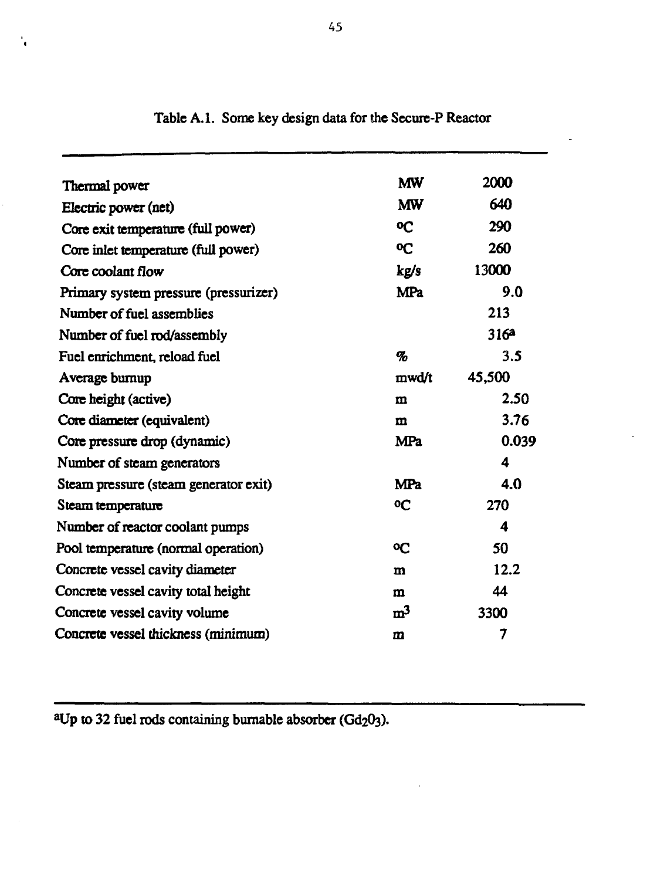Table A.1. Some key design data for the Secure-P Reactor

| | | |
|---|---|---|
| Thermal power | MW | 2000 |
| Electric power (net) | MW | 640 |
| Core exit temperature (full power) | °C | 290 |
| Core inlet temperature (full power) | °C | 260 |
| Core coolant flow | kg/s | 13000 |
| Primary system pressure (pressurizer) | MPa | 9.0 |
| Number of fuel assemblies | | 213 |
| Number of fuel rod/assembly | | 316[a] |
| Fuel enrichment, reload fuel | % | 3.5 |
| Average burnup | mwd/t | 45,500 |
| Core height (active) | m | 2.50 |
| Core diameter (equivalent) | m | 3.76 |
| Core pressure drop (dynamic) | MPa | 0.039 |
| Number of steam generators | | 4 |
| Steam pressure (steam generator exit) | MPa | 4.0 |
| Steam temperature | °C | 270 |
| Number of reactor coolant pumps | | 4 |
| Pool temperature (normal operation) | °C | 50 |
| Concrete vessel cavity diameter | m | 12.2 |
| Concrete vessel cavity total height | m | 44 |
| Concrete vessel cavity volume | $m^3$ | 3300 |
| Concrete vessel thickness (minimum) | m | 7 |

[a]Up to 32 fuel rods containing burnable absorber ($Gd_2O_3$).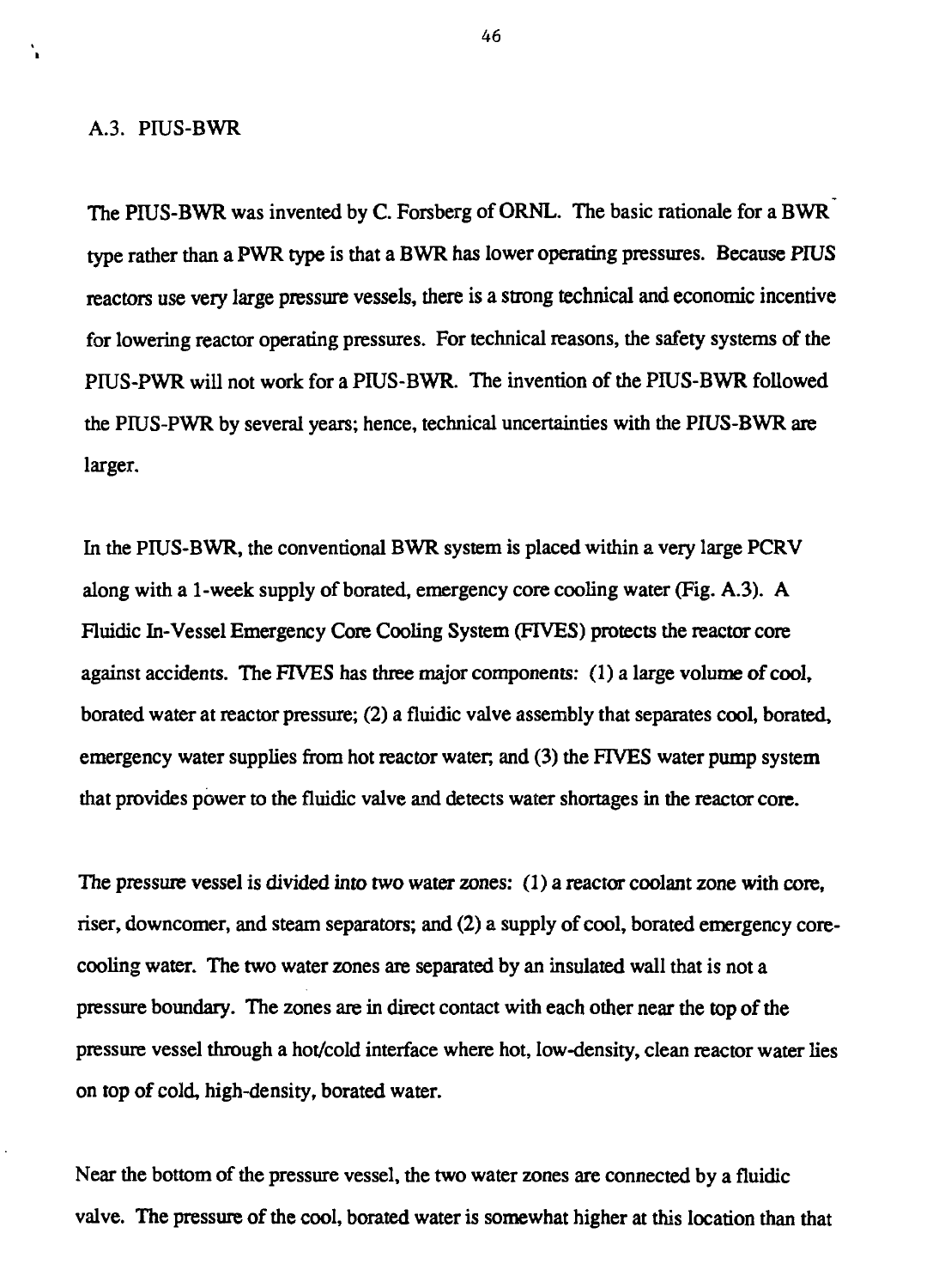### A.3. PIUS-BWR

The PIUS-BWR was invented by C. Forsberg of ORNL. The basic rationale for a BWR type rather than a PWR type is that a BWR has lower operating pressures. Because PIUS reactors use very large pressure vessels, there is a strong technical and economic incentive for lowering reactor operating pressures. For technical reasons, the safety systems of the PIUS-PWR will not work for a PIUS-BWR. The invention of the PIUS-BWR followed the PIUS-PWR by several years; hence, technical uncertainties with the PIUS-BWR are larger.

In the PIUS-BWR, the conventional BWR system is placed within a very large PCRV along with a 1-week supply of borated, emergency core cooling water (Fig. A.3). A Fluidic In-Vessel Emergency Core Cooling System (FIVES) protects the reactor core against accidents. The FIVES has three major components: (1) a large volume of cool, borated water at reactor pressure; (2) a fluidic valve assembly that separates cool, borated, emergency water supplies from hot reactor water; and (3) the FIVES water pump system that provides power to the fluidic valve and detects water shortages in the reactor core.

The pressure vessel is divided into two water zones: (1) a reactor coolant zone with core, riser, downcomer, and steam separators; and (2) a supply of cool, borated emergency core-cooling water. The two water zones are separated by an insulated wall that is not a pressure boundary. The zones are in direct contact with each other near the top of the pressure vessel through a hot/cold interface where hot, low-density, clean reactor water lies on top of cold, high-density, borated water.

Near the bottom of the pressure vessel, the two water zones are connected by a fluidic valve. The pressure of the cool, borated water is somewhat higher at this location than that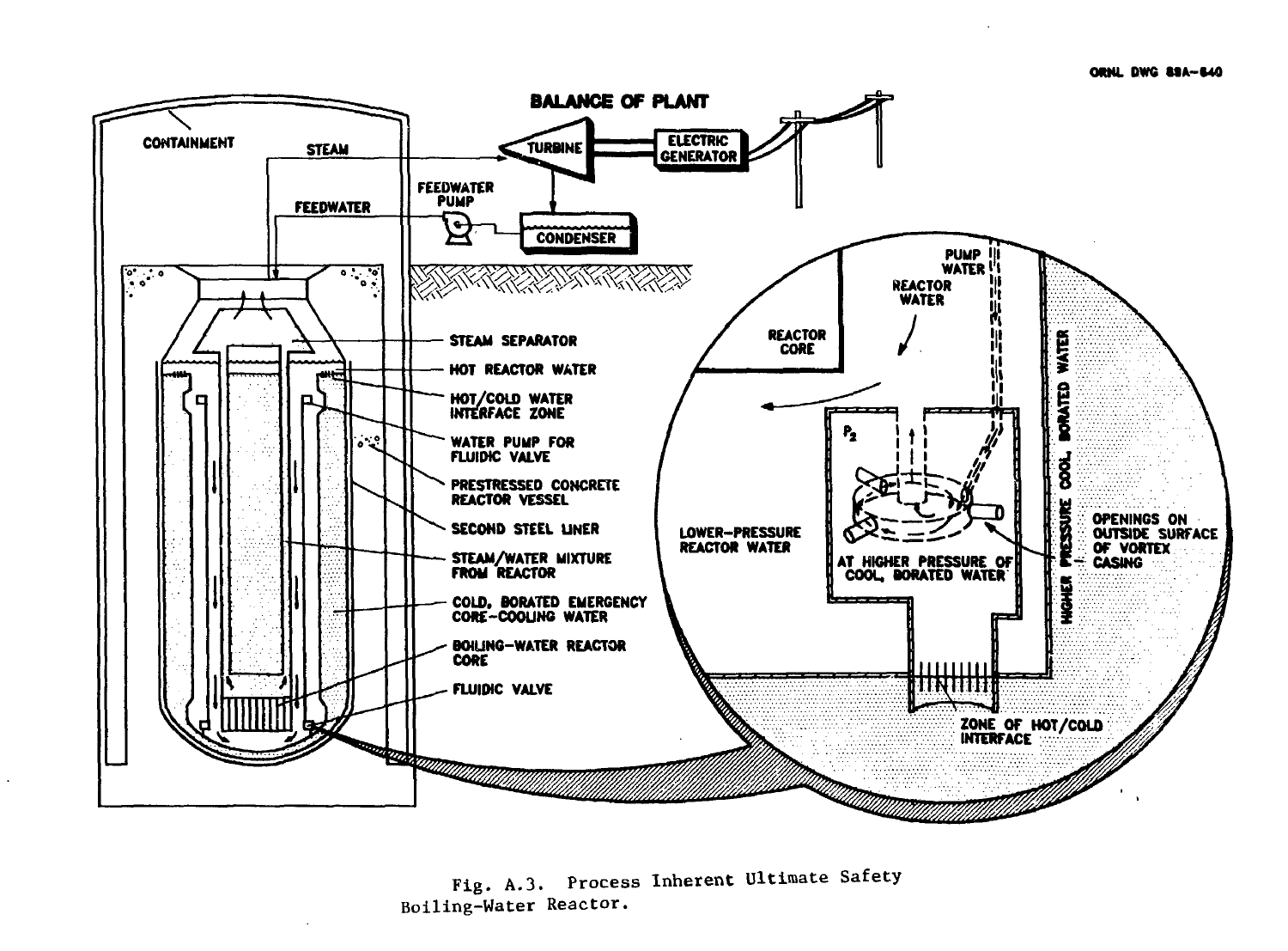Fig. A.3. Process Inherent Ultimate Safety Boiling-Water Reactor.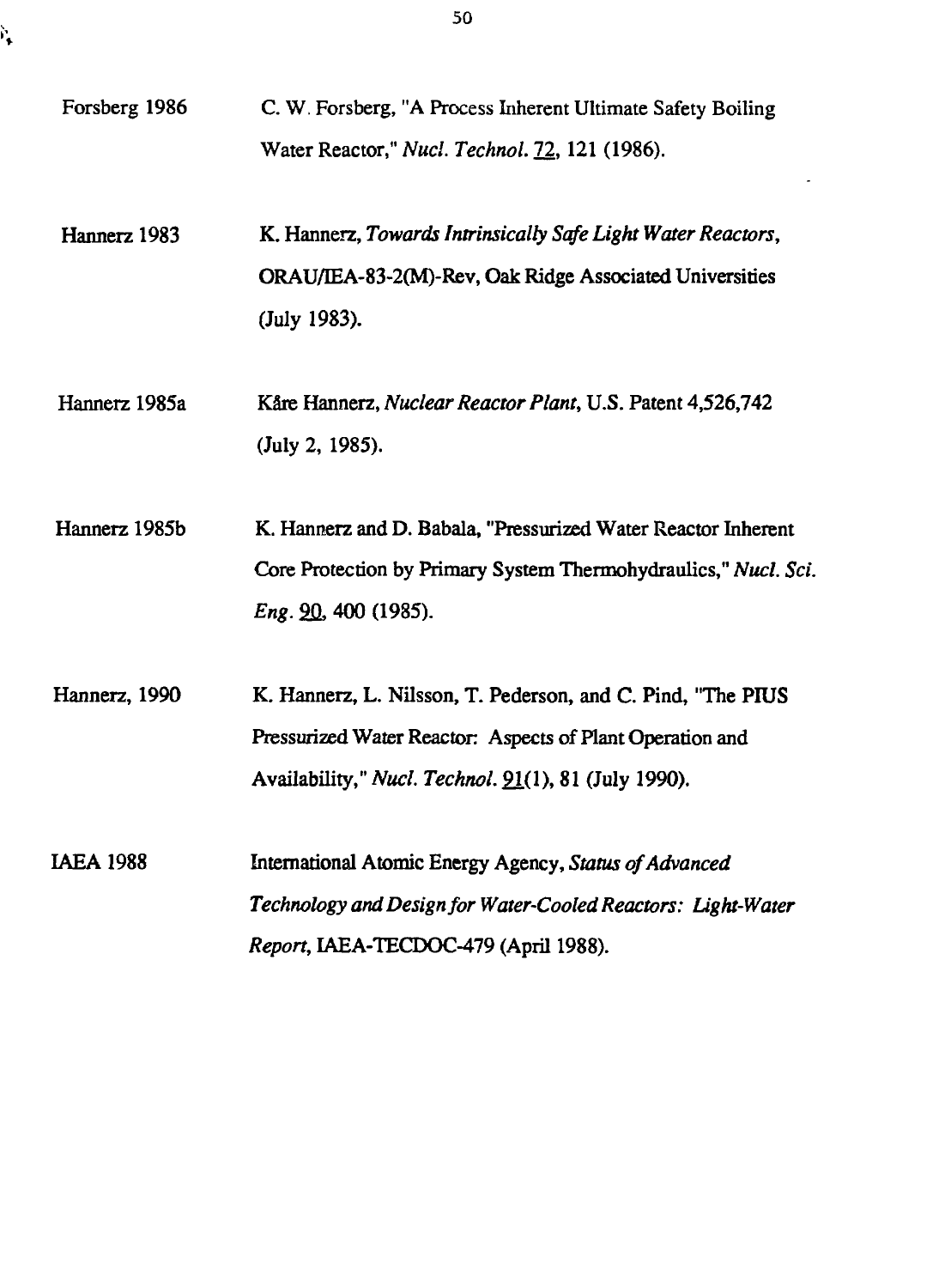Forsberg 1986 C. W. Forsberg, "A Process Inherent Ultimate Safety Boiling Water Reactor," *Nucl. Technol.* 72, 121 (1986).

Hannerz 1983 K. Hannerz, *Towards Intrinsically Safe Light Water Reactors*, ORAU/IEA-83-2(M)-Rev, Oak Ridge Associated Universities (July 1983).

Hannerz 1985a Kåre Hannerz, *Nuclear Reactor Plant*, U.S. Patent 4,526,742 (July 2, 1985).

Hannerz 1985b K. Hannerz and D. Babala, "Pressurized Water Reactor Inherent Core Protection by Primary System Thermohydraulics," *Nucl. Sci. Eng.* 90, 400 (1985).

Hannerz, 1990 K. Hannerz, L. Nilsson, T. Pederson, and C. Pind, "The PIUS Pressurized Water Reactor: Aspects of Plant Operation and Availability," *Nucl. Technol.* 91(1), 81 (July 1990).

IAEA 1988 International Atomic Energy Agency, *Status of Advanced Technology and Design for Water-Cooled Reactors: Light-Water Report*, IAEA-TECDOC-479 (April 1988).